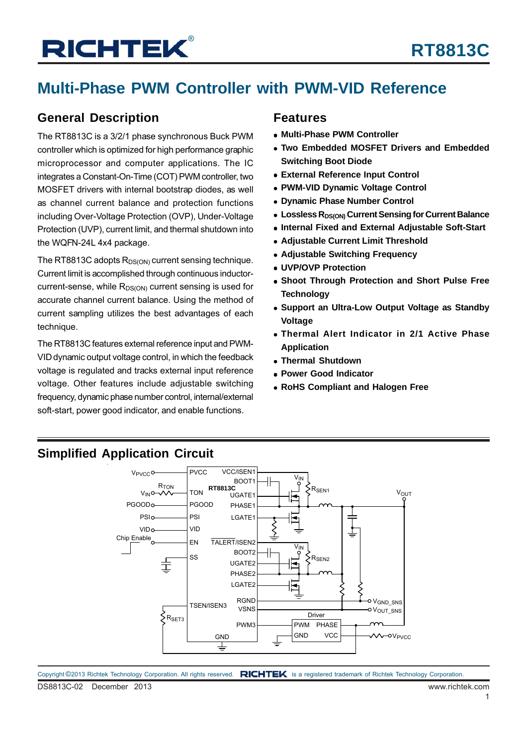# RT8813C

## Multi-Phase PWM Controller with PWM-VID Reference

### General Description

The RT8813C is a 3/2/1 phase synchronous Buck PWM controller which is optimized for high performance graphic microprocessor and computer applications. The IC integrates a Constant-On-Time (COT) PWM controller, two MOSFET drivers with internal bootstrap diodes, as well as channel current balance and protection functions including Over-Voltage Protection (OVP), Under-Voltage Protection (UVP), current limit, and thermal shutdown into the WQFN-24L 4x4 package.

The RT8813C adopts $R_{DS(ON)}$ current sensing technique. Current limit is accomplished through continuous inductor-current-sense, while $R_{DS(ON)}$ current sensing is used for accurate channel current balance. Using the method of current sampling utilizes the best advantages of each technique.

The RT8813C features external reference input and PWM-VID dynamic output voltage control, in which the feedback voltage is regulated and tracks external input reference voltage. Other features include adjustable switching frequency, dynamic phase number control, internal/external soft-start, power good indicator, and enable functions.

### Features

- **Multi-Phase PWM Controller**
- **Two Embedded MOSFET Drivers and Embedded Switching Boot Diode**
- **External Reference Input Control**
- **PWM-VID Dynamic Voltage Control**
- **Dynamic Phase Number Control**
- **Lossless $R_{DS(ON)}$ Current Sensing for Current Balance**
- **Internal Fixed and External Adjustable Soft-Start**
- **Adjustable Current Limit Threshold**
- **Adjustable Switching Frequency**
- **UVP/OVP Protection**
- **Shoot Through Protection and Short Pulse Free Technology**
- **Support an Ultra-Low Output Voltage as Standby Voltage**
- **Thermal Alert Indicator in 2/1 Active Phase Application**
- **Thermal Shutdown**
- **Power Good Indicator**
- **RoHS Compliant and Halogen Free**

### Simplified Application Circuit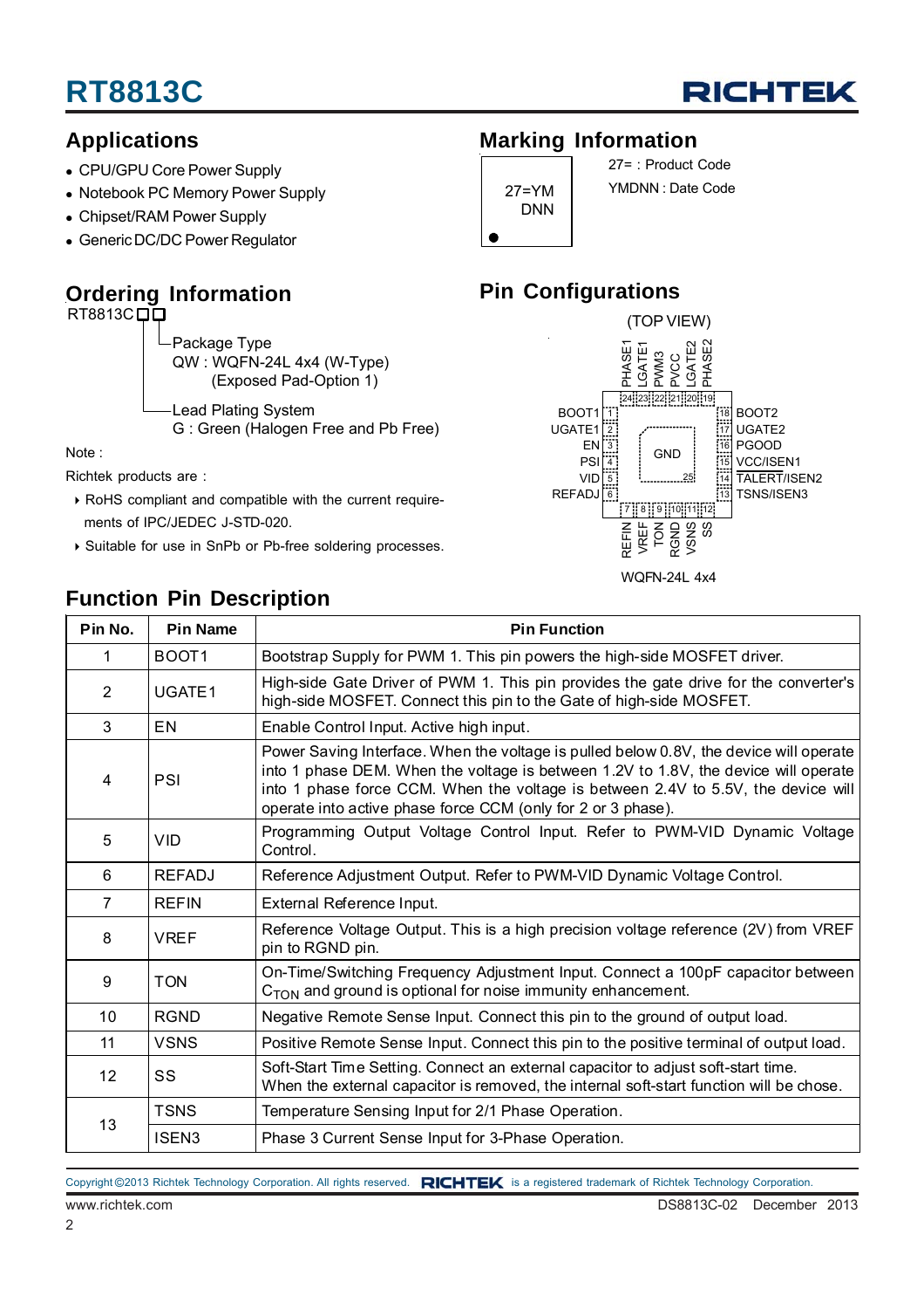## Applications

- CPU/GPU Core Power Supply
- Notebook PC Memory Power Supply
- Chipset/RAM Power Supply
- Generic DC/DC Power Regulator

## Ordering Information

RT8813C□□

- Package Type
  QW : WQFN-24L 4x4 (W-Type)
  (Exposed Pad-Option 1)
- Lead Plating System
  G : Green (Halogen Free and Pb Free)

Note :

Richtek products are :

- RoHS compliant and compatible with the current requirements of IPC/JEDEC J-STD-020.
- Suitable for use in SnPb or Pb-free soldering processes.

## Marking Information

27=YM
DNN

27= : Product Code

YMDNN : Date Code

## Pin Configurations

(TOP VIEW)

| Pin | Name |
|---|---|
| 1 | BOOT1 |
| 2 | UGATE1 |
| 3 | EN |
| 4 | PSI |
| 5 | VID |
| 6 | REFADJ |
| 7 | REFIN |
| 8 | VREF |
| 9 | TON |
| 10 | RGND |
| 11 | VSNS |
| 12 | SS |
| 13 | TSNS/ISEN3 |
| 14 | TALERT/ISEN2 |
| 15 | VCC/ISEN1 |
| 16 | PGOOD |
| 17 | UGATE2 |
| 18 | BOOT2 |
| 19 | PHASE2 |
| 20 | LGATE2 |
| 21 | PVCC |
| 22 | PWM3 |
| 23 | LGATE1 |
| 24 | PHASE1 |
| 25 | GND |

WQFN-24L 4x4

## Function Pin Description

| Pin No. | Pin Name | Pin Function |
|---|---|---|
| 1 | BOOT1 | Bootstrap Supply for PWM 1. This pin powers the high-side MOSFET driver. |
| 2 | UGATE1 | High-side Gate Driver of PWM 1. This pin provides the gate drive for the converter's high-side MOSFET. Connect this pin to the Gate of high-side MOSFET. |
| 3 | EN | Enable Control Input. Active high input. |
| 4 | PSI | Power Saving Interface. When the voltage is pulled below 0.8V, the device will operate into 1 phase DEM. When the voltage is between 1.2V to 1.8V, the device will operate into 1 phase force CCM. When the voltage is between 2.4V to 5.5V, the device will operate into active phase force CCM (only for 2 or 3 phase). |
| 5 | VID | Programming Output Voltage Control Input. Refer to PWM-VID Dynamic Voltage Control. |
| 6 | REFADJ | Reference Adjustment Output. Refer to PWM-VID Dynamic Voltage Control. |
| 7 | REFIN | External Reference Input. |
| 8 | VREF | Reference Voltage Output. This is a high precision voltage reference (2V) from VREF pin to RGND pin. |
| 9 | TON | On-Time/Switching Frequency Adjustment Input. Connect a 100pF capacitor between $C_{TON}$ and ground is optional for noise immunity enhancement. |
| 10 | RGND | Negative Remote Sense Input. Connect this pin to the ground of output load. |
| 11 | VSNS | Positive Remote Sense Input. Connect this pin to the positive terminal of output load. |
| 12 | SS | Soft-Start Time Setting. Connect an external capacitor to adjust soft-start time. When the external capacitor is removed, the internal soft-start function will be chose. |
| 13 | TSNS | Temperature Sensing Input for 2/1 Phase Operation. |
| | ISEN3 | Phase 3 Current Sense Input for 3-Phase Operation. |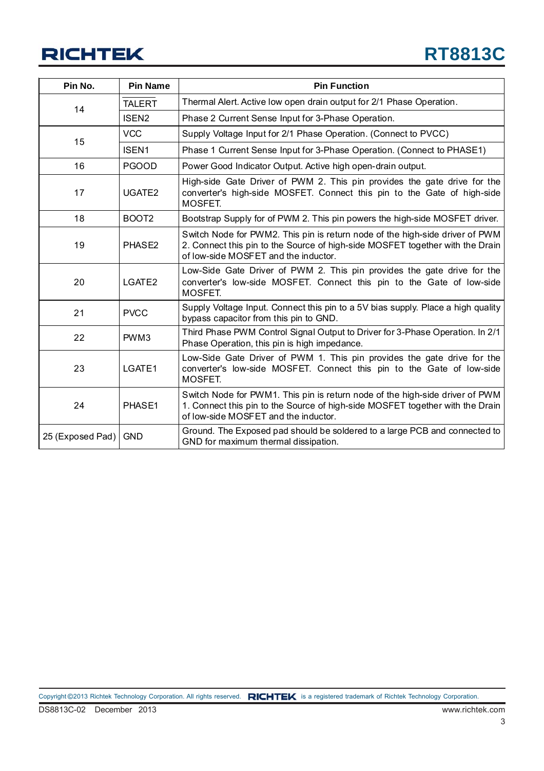| Pin No. | Pin Name | Pin Function |
|---|---|---|
| 14 | $\overline{\text{TALERT}}$ | Thermal Alert. Active low open drain output for 2/1 Phase Operation. |
| | ISEN2 | Phase 2 Current Sense Input for 3-Phase Operation. |
| 15 | VCC | Supply Voltage Input for 2/1 Phase Operation. (Connect to PVCC) |
| | ISEN1 | Phase 1 Current Sense Input for 3-Phase Operation. (Connect to PHASE1) |
| 16 | PGOOD | Power Good Indicator Output. Active high open-drain output. |
| 17 | UGATE2 | High-side Gate Driver of PWM 2. This pin provides the gate drive for the converter's high-side MOSFET. Connect this pin to the Gate of high-side MOSFET. |
| 18 | BOOT2 | Bootstrap Supply for of PWM 2. This pin powers the high-side MOSFET driver. |
| 19 | PHASE2 | Switch Node for PWM2. This pin is return node of the high-side driver of PWM 2. Connect this pin to the Source of high-side MOSFET together with the Drain of low-side MOSFET and the inductor. |
| 20 | LGATE2 | Low-Side Gate Driver of PWM 2. This pin provides the gate drive for the converter's low-side MOSFET. Connect this pin to the Gate of low-side MOSFET. |
| 21 | PVCC | Supply Voltage Input. Connect this pin to a 5V bias supply. Place a high quality bypass capacitor from this pin to GND. |
| 22 | PWM3 | Third Phase PWM Control Signal Output to Driver for 3-Phase Operation. In 2/1 Phase Operation, this pin is high impedance. |
| 23 | LGATE1 | Low-Side Gate Driver of PWM 1. This pin provides the gate drive for the converter's low-side MOSFET. Connect this pin to the Gate of low-side MOSFET. |
| 24 | PHASE1 | Switch Node for PWM1. This pin is return node of the high-side driver of PWM 1. Connect this pin to the Source of high-side MOSFET together with the Drain of low-side MOSFET and the inductor. |
| 25 (Exposed Pad) | GND | Ground. The Exposed pad should be soldered to a large PCB and connected to GND for maximum thermal dissipation. |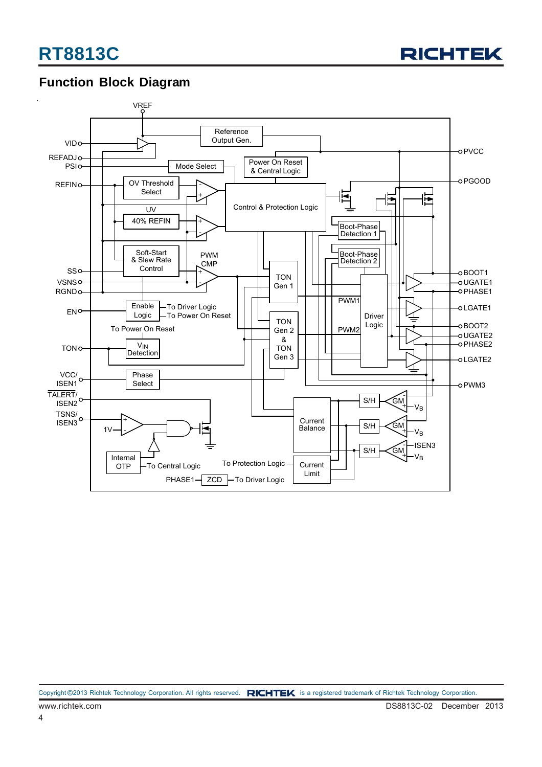## Function Block Diagram

VREF

VID

REFADJ

PSI

REFIN

SS

VSNS

RGND

EN

TON

VCC/ISEN1

TALERT/ISEN2

TSNS/ISEN3

Reference Output Gen.

Power On Reset & Central Logic

Mode Select

OV Threshold Select

UV

40% REFIN

Control & Protection Logic

Soft-Start & Slew Rate Control

PWM CMP

Enable Logic

To Driver Logic

To Power On Reset

To Power On Reset

$V_{IN}$ Detection

Phase Select

TON Gen 1

TON Gen 2 & TON Gen 3

Boot-Phase Detection 1

Boot-Phase Detection 2

PWM1

PWM2

Driver Logic

PVCC

PGOOD

BOOT1

UGATE1

PHASE1

LGATE1

BOOT2

UGATE2

PHASE2

LGATE2

PWM3

S/H

GM

$V_B$

ISEN3

Current Balance

Current Limit

To Protection Logic

1V

Internal OTP

To Central Logic

PHASE1

ZCD

To Driver Logic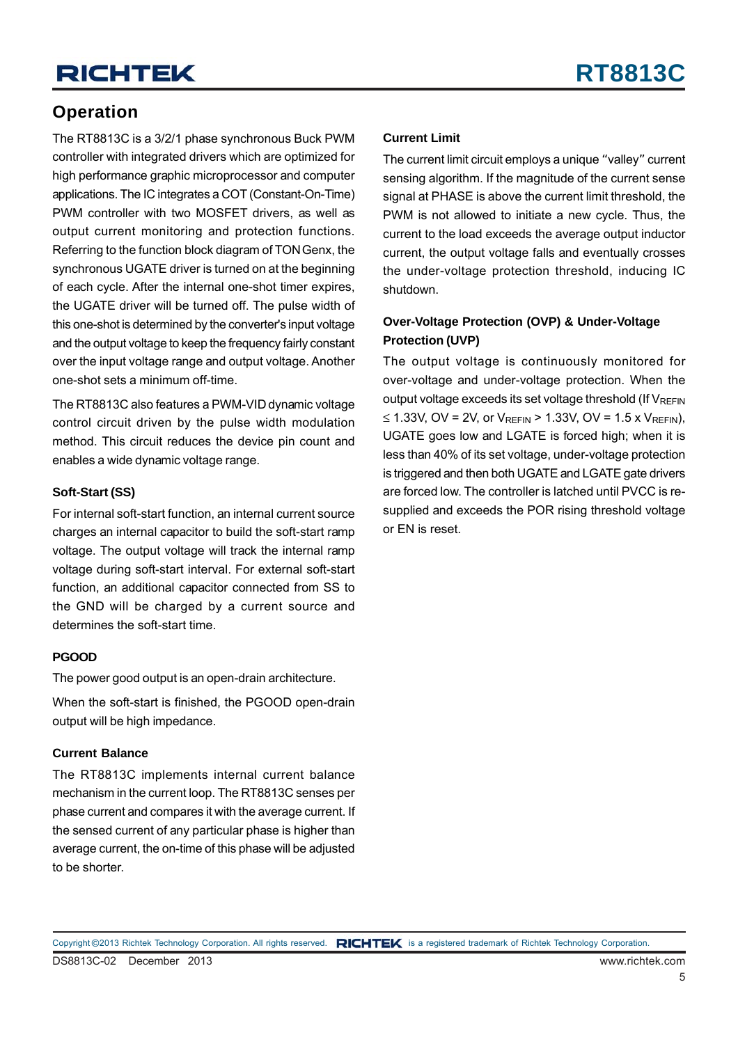## Operation

The RT8813C is a 3/2/1 phase synchronous Buck PWM controller with integrated drivers which are optimized for high performance graphic microprocessor and computer applications. The IC integrates a COT (Constant-On-Time) PWM controller with two MOSFET drivers, as well as output current monitoring and protection functions. Referring to the function block diagram of TON Genx, the synchronous UGATE driver is turned on at the beginning of each cycle. After the internal one-shot timer expires, the UGATE driver will be turned off. The pulse width of this one-shot is determined by the converter's input voltage and the output voltage to keep the frequency fairly constant over the input voltage range and output voltage. Another one-shot sets a minimum off-time.

The RT8813C also features a PWM-VID dynamic voltage control circuit driven by the pulse width modulation method. This circuit reduces the device pin count and enables a wide dynamic voltage range.

### Soft-Start (SS)

For internal soft-start function, an internal current source charges an internal capacitor to build the soft-start ramp voltage. The output voltage will track the internal ramp voltage during soft-start interval. For external soft-start function, an additional capacitor connected from SS to the GND will be charged by a current source and determines the soft-start time.

### PGOOD

The power good output is an open-drain architecture.

When the soft-start is finished, the PGOOD open-drain output will be high impedance.

### Current Balance

The RT8813C implements internal current balance mechanism in the current loop. The RT8813C senses per phase current and compares it with the average current. If the sensed current of any particular phase is higher than average current, the on-time of this phase will be adjusted to be shorter.

### Current Limit

The current limit circuit employs a unique "valley" current sensing algorithm. If the magnitude of the current sense signal at PHASE is above the current limit threshold, the PWM is not allowed to initiate a new cycle. Thus, the current to the load exceeds the average output inductor current, the output voltage falls and eventually crosses the under-voltage protection threshold, inducing IC shutdown.

### Over-Voltage Protection (OVP) & Under-Voltage Protection (UVP)

The output voltage is continuously monitored for over-voltage and under-voltage protection. When the output voltage exceeds its set voltage threshold (If $V_{REFIN} \leq 1.33V$, OV = 2V, or $V_{REFIN} > 1.33V$, OV = 1.5 x $V_{REFIN}$), UGATE goes low and LGATE is forced high; when it is less than 40% of its set voltage, under-voltage protection is triggered and then both UGATE and LGATE gate drivers are forced low. The controller is latched until PVCC is re-supplied and exceeds the POR rising threshold voltage or EN is reset.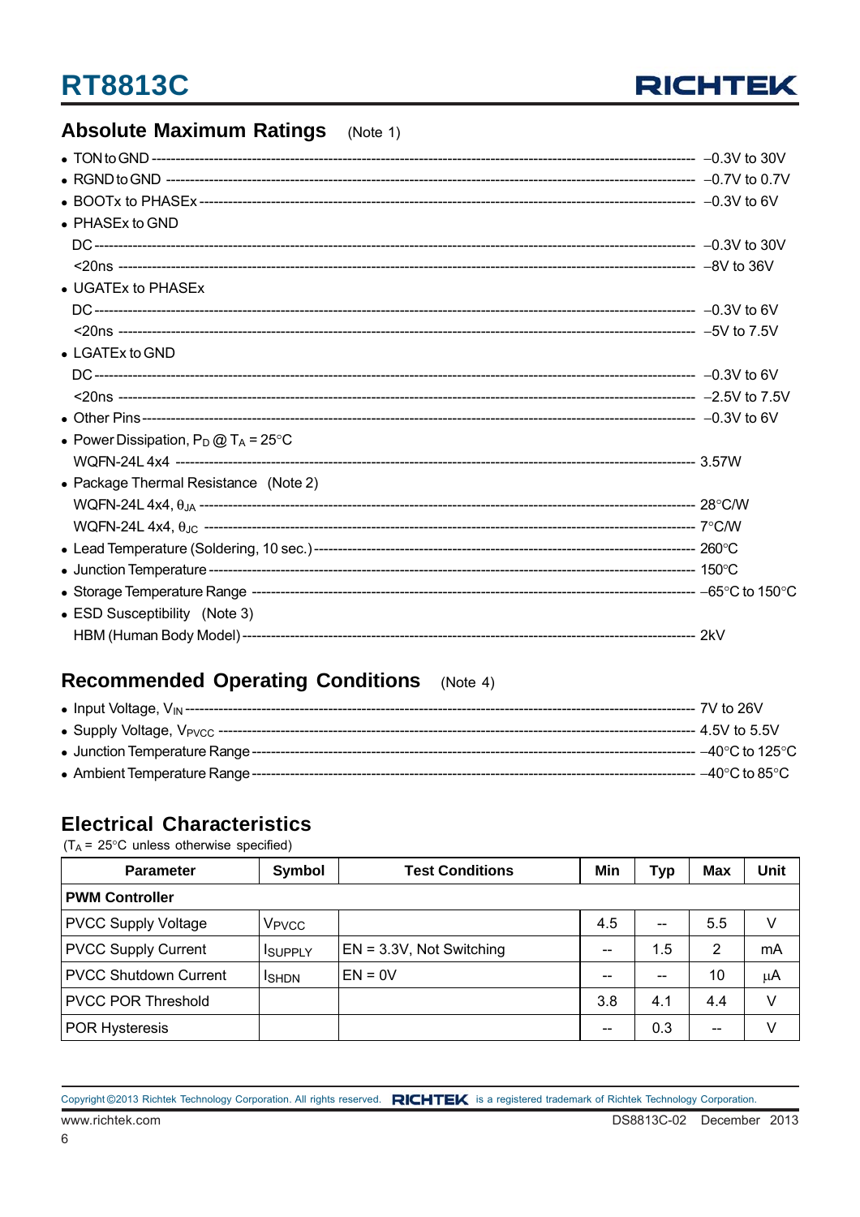## Absolute Maximum Ratings (Note 1)

- TON to GND ---------------------------------------------------------------------- −0.3V to 30V
- RGND to GND -------------------------------------------------------------------- −0.7V to 0.7V
- BOOTx to PHASEx --------------------------------------------------------------- −0.3V to 6V
- PHASEx to GND
  - DC ------------------------------------------------------------------------------- −0.3V to 30V
  - <20ns --------------------------------------------------------------------------- −8V to 36V
- UGATEx to PHASEx
  - DC ------------------------------------------------------------------------------- −0.3V to 6V
  - <20ns --------------------------------------------------------------------------- −5V to 7.5V
- LGATEx to GND
  - DC ------------------------------------------------------------------------------- −0.3V to 6V
  - <20ns --------------------------------------------------------------------------- −2.5V to 7.5V
- Other Pins ------------------------------------------------------------------------ −0.3V to 6V
- Power Dissipation, $P_D$ @ $T_A$ = 25°C
  - WQFN-24L 4x4 ------------------------------------------------------------------ 3.57W
- Package Thermal Resistance (Note 2)
  - WQFN-24L 4x4, $\theta_{JA}$ ---------------------------------------------------- 28°C/W
  - WQFN-24L 4x4, $\theta_{JC}$ ---------------------------------------------------- 7°C/W
- Lead Temperature (Soldering, 10 sec.) ------------------------------------------ 260°C
- Junction Temperature ------------------------------------------------------------ 150°C
- Storage Temperature Range ------------------------------------------------------ −65°C to 150°C
- ESD Susceptibility (Note 3)
  - HBM (Human Body Model) ------------------------------------------------------ 2kV

## Recommended Operating Conditions (Note 4)

- Input Voltage, $V_{IN}$ -------------------------------------------------------------- 7V to 26V
- Supply Voltage, $V_{PVCC}$ ---------------------------------------------------------- 4.5V to 5.5V
- Junction Temperature Range ----------------------------------------------------- −40°C to 125°C
- Ambient Temperature Range ----------------------------------------------------- −40°C to 85°C

## Electrical Characteristics

($T_A$ = 25°C unless otherwise specified)

| Parameter | Symbol | Test Conditions | Min | Typ | Max | Unit |
|---|---|---|---|---|---|---|
| **PWM Controller** | | | | | | |
| PVCC Supply Voltage | $V_{PVCC}$ | | 4.5 | -- | 5.5 | V |
| PVCC Supply Current | $I_{SUPPLY}$ | EN = 3.3V, Not Switching | -- | 1.5 | 2 | mA |
| PVCC Shutdown Current | $I_{SHDN}$ | EN = 0V | -- | -- | 10 | μA |
| PVCC POR Threshold | | | 3.8 | 4.1 | 4.4 | V |
| POR Hysteresis | | | -- | 0.3 | -- | V |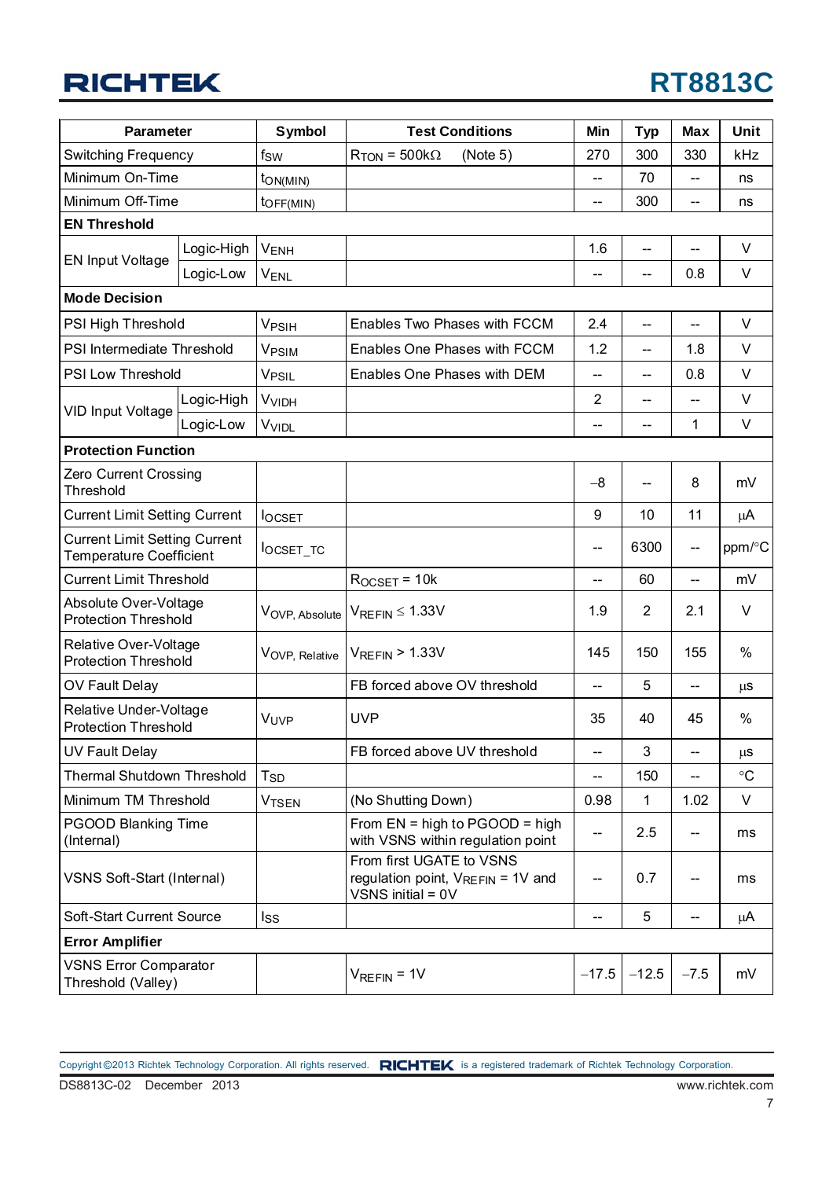| Parameter | | Symbol | Test Conditions | Min | Typ | Max | Unit |
|---|---|---|---|---|---|---|---|
| Switching Frequency | | $f_{SW}$ | $R_{TON}$ = 500kΩ (Note 5) | 270 | 300 | 330 | kHz |
| Minimum On-Time | | $t_{ON(MIN)}$ | | -- | 70 | -- | ns |
| Minimum Off-Time | | $t_{OFF(MIN)}$ | | -- | 300 | -- | ns |
| **EN Threshold** | | | | | | | |
| EN Input Voltage | Logic-High | $V_{ENH}$ | | 1.6 | -- | -- | V |
| | Logic-Low | $V_{ENL}$ | | -- | -- | 0.8 | V |
| **Mode Decision** | | | | | | | |
| PSI High Threshold | | $V_{PSIH}$ | Enables Two Phases with FCCM | 2.4 | -- | -- | V |
| PSI Intermediate Threshold | | $V_{PSIM}$ | Enables One Phases with FCCM | 1.2 | -- | 1.8 | V |
| PSI Low Threshold | | $V_{PSIL}$ | Enables One Phases with DEM | -- | -- | 0.8 | V |
| VID Input Voltage | Logic-High | $V_{VIDH}$ | | 2 | -- | -- | V |
| | Logic-Low | $V_{VIDL}$ | | -- | -- | 1 | V |
| **Protection Function** | | | | | | | |
| Zero Current Crossing Threshold | | | | −8 | -- | 8 | mV |
| Current Limit Setting Current | | $I_{OCSET}$ | | 9 | 10 | 11 | μA |
| Current Limit Setting Current Temperature Coefficient | | $I_{OCSET\_TC}$ | | -- | 6300 | -- | ppm/°C |
| Current Limit Threshold | | | $R_{OCSET}$ = 10k | -- | 60 | -- | mV |
| Absolute Over-Voltage Protection Threshold | | $V_{OVP,\ Absolute}$ | $V_{REFIN}$ ≤ 1.33V | 1.9 | 2 | 2.1 | V |
| Relative Over-Voltage Protection Threshold | | $V_{OVP,\ Relative}$ | $V_{REFIN}$ > 1.33V | 145 | 150 | 155 | % |
| OV Fault Delay | | | FB forced above OV threshold | -- | 5 | -- | μs |
| Relative Under-Voltage Protection Threshold | | $V_{UVP}$ | UVP | 35 | 40 | 45 | % |
| UV Fault Delay | | | FB forced above UV threshold | -- | 3 | -- | μs |
| Thermal Shutdown Threshold | | $T_{SD}$ | | -- | 150 | -- | °C |
| Minimum TM Threshold | | $V_{TSEN}$ | (No Shutting Down) | 0.98 | 1 | 1.02 | V |
| PGOOD Blanking Time (Internal) | | | From EN = high to PGOOD = high with VSNS within regulation point | -- | 2.5 | -- | ms |
| VSNS Soft-Start (Internal) | | | From first UGATE to VSNS regulation point, $V_{REFIN}$ = 1V and VSNS initial = 0V | -- | 0.7 | -- | ms |
| Soft-Start Current Source | | $I_{SS}$ | | -- | 5 | -- | μA |
| **Error Amplifier** | | | | | | | |
| VSNS Error Comparator Threshold (Valley) | | | $V_{REFIN}$ = 1V | −17.5 | −12.5 | −7.5 | mV |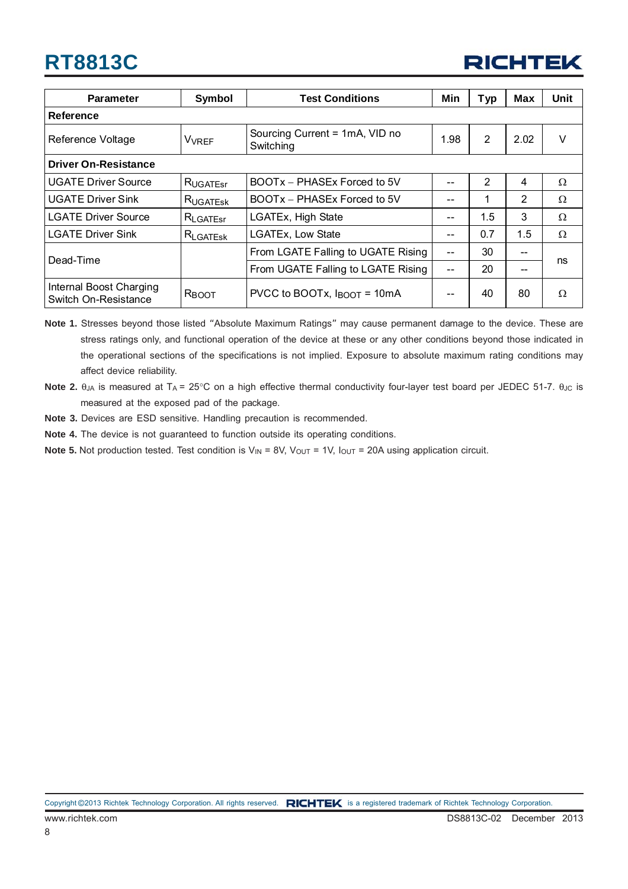| Parameter | Symbol | Test Conditions | Min | Typ | Max | Unit |
|---|---|---|---|---|---|---|
| **Reference** | | | | | | |
| Reference Voltage | $V_{VREF}$ | Sourcing Current = 1mA, VID no Switching | 1.98 | 2 | 2.02 | V |
| **Driver On-Resistance** | | | | | | |
| UGATE Driver Source | $R_{UGATEsr}$ | BOOTx − PHASEx Forced to 5V | -- | 2 | 4 | Ω |
| UGATE Driver Sink | $R_{UGATEsk}$ | BOOTx − PHASEx Forced to 5V | -- | 1 | 2 | Ω |
| LGATE Driver Source | $R_{LGATEsr}$ | LGATEx, High State | -- | 1.5 | 3 | Ω |
| LGATE Driver Sink | $R_{LGATEsk}$ | LGATEx, Low State | -- | 0.7 | 1.5 | Ω |
| Dead-Time | | From LGATE Falling to UGATE Rising | -- | 30 | -- | ns |
| | | From UGATE Falling to LGATE Rising | -- | 20 | -- | |
| Internal Boost Charging Switch On-Resistance | $R_{BOOT}$ | PVCC to BOOTx, $I_{BOOT}$ = 10mA | -- | 40 | 80 | Ω |

**Note 1.** Stresses beyond those listed "Absolute Maximum Ratings" may cause permanent damage to the device. These are stress ratings only, and functional operation of the device at these or any other conditions beyond those indicated in the operational sections of the specifications is not implied. Exposure to absolute maximum rating conditions may affect device reliability.

**Note 2.** $\theta_{JA}$ is measured at $T_A$ = 25°C on a high effective thermal conductivity four-layer test board per JEDEC 51-7. $\theta_{JC}$ is measured at the exposed pad of the package.

**Note 3.** Devices are ESD sensitive. Handling precaution is recommended.

**Note 4.** The device is not guaranteed to function outside its operating conditions.

**Note 5.** Not production tested. Test condition is $V_{IN}$ = 8V, $V_{OUT}$ = 1V, $I_{OUT}$ = 20A using application circuit.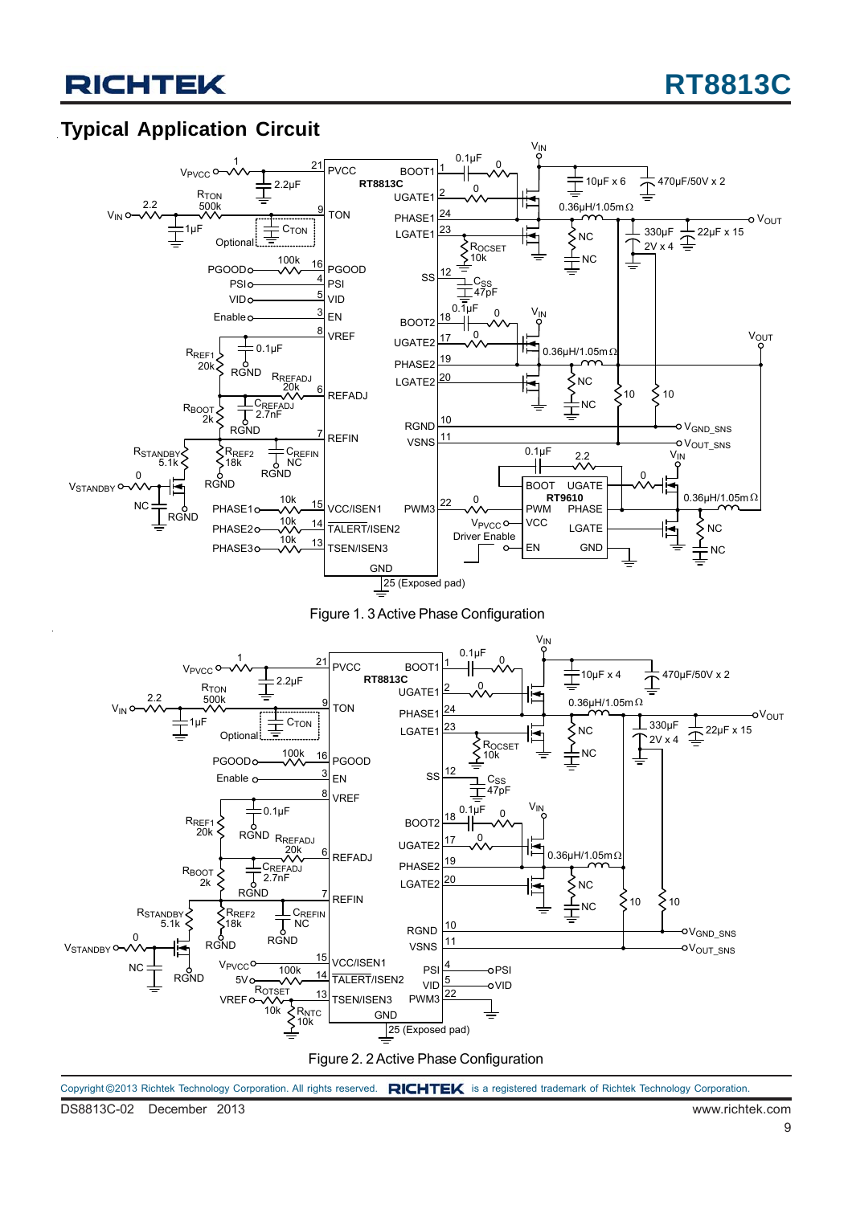## Typical Application Circuit

Figure 1. 3 Active Phase Configuration

Figure 2. 2 Active Phase Configuration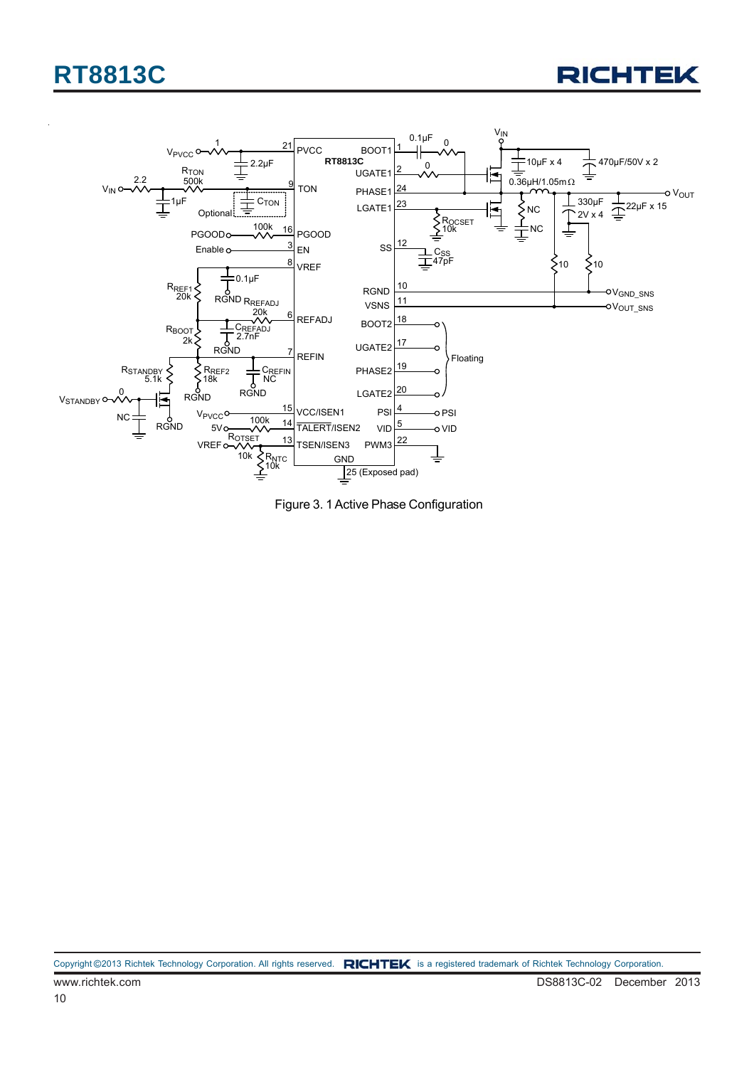Figure 3. 1 Active Phase Configuration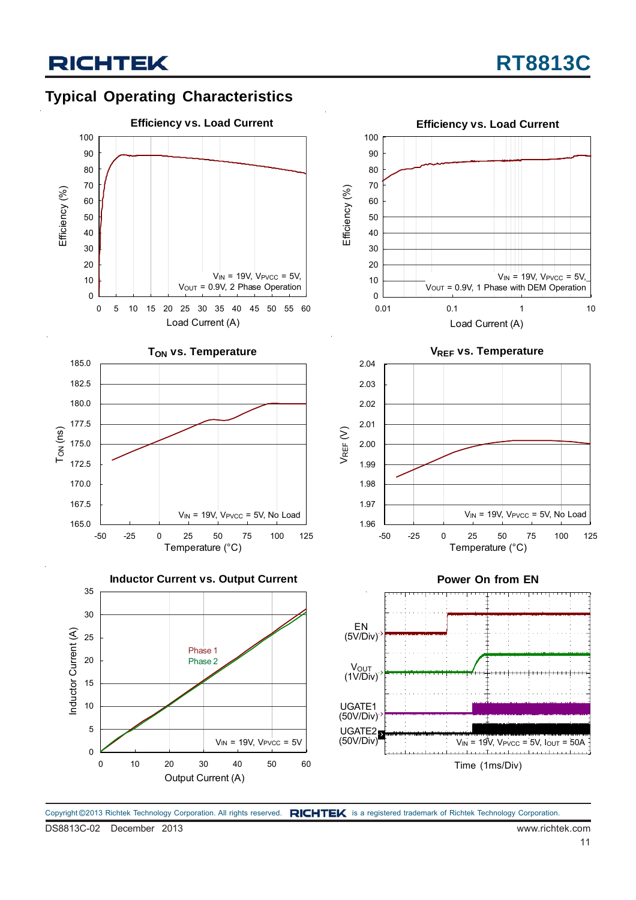## Typical Operating Characteristics

**Efficiency vs. Load Current**

Efficiency (%) vs. Load Current (A)

$V_{IN}$ = 19V, $V_{PVCC}$ = 5V, $V_{OUT}$ = 0.9V, 2 Phase Operation

**Efficiency vs. Load Current**

Efficiency (%) vs. Load Current (A)

$V_{IN}$ = 19V, $V_{PVCC}$ = 5V, $V_{OUT}$ = 0.9V, 1 Phase with DEM Operation

**$T_{ON}$ vs. Temperature**

$T_{ON}$ (ns) vs. Temperature (°C)

$V_{IN}$ = 19V, $V_{PVCC}$ = 5V, No Load

**$V_{REF}$ vs. Temperature**

$V_{REF}$ (V) vs. Temperature (°C)

$V_{IN}$ = 19V, $V_{PVCC}$ = 5V, No Load

**Inductor Current vs. Output Current**

Inductor Current (A) vs. Output Current (A)

Phase 1
Phase 2

$V_{IN}$ = 19V, $V_{PVCC}$ = 5V

**Power On from EN**

EN (5V/Div)

$V_{OUT}$ (1V/Div)

UGATE1 (50V/Div)

UGATE2 (50V/Div)

$V_{IN}$ = 19V, $V_{PVCC}$ = 5V, $I_{OUT}$ = 50A

Time (1ms/Div)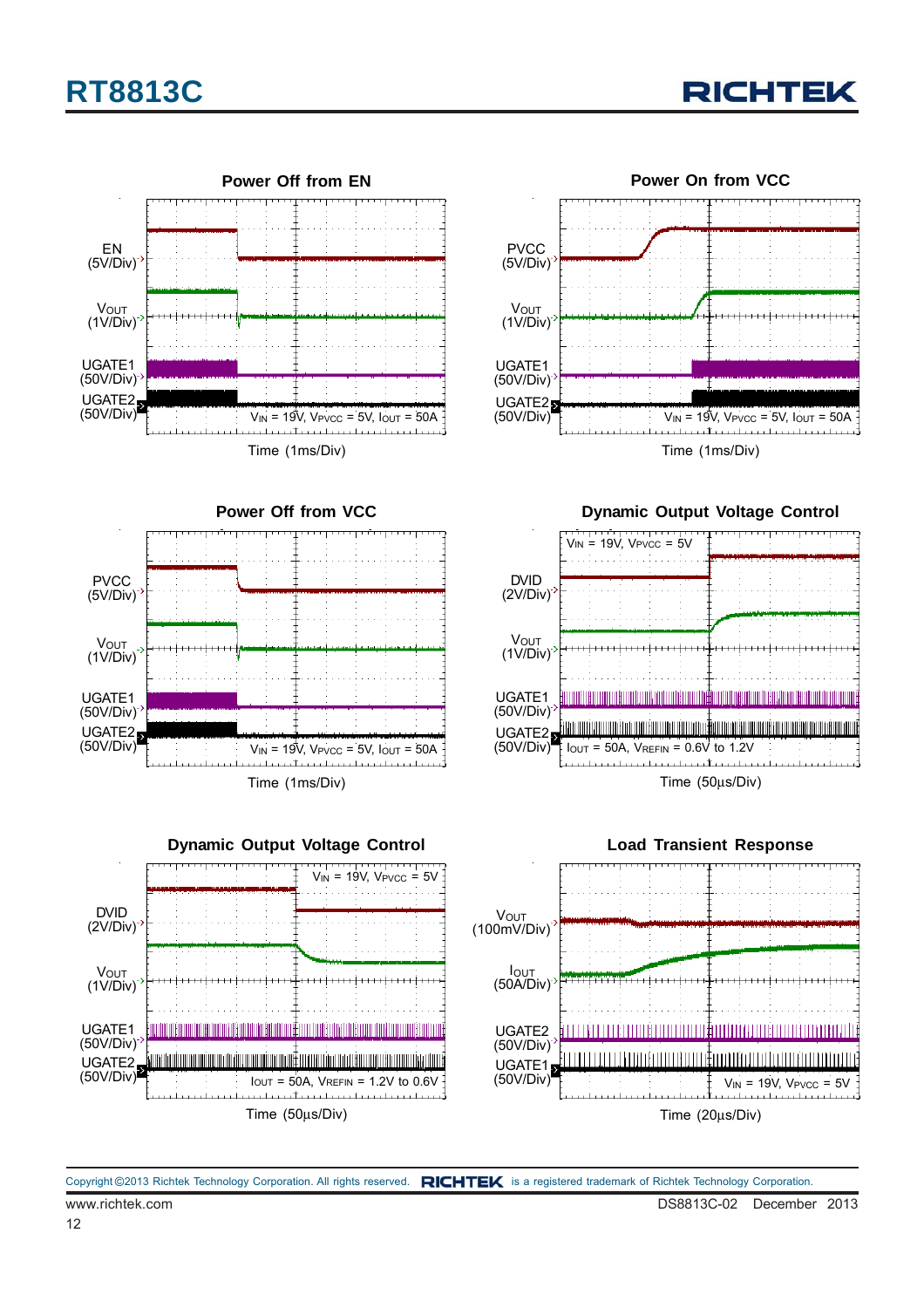### Power Off from EN

EN (5V/Div)

$V_{OUT}$ (1V/Div)

UGATE1 (50V/Div)

UGATE2 (50V/Div)

$V_{IN}$ = 19V, $V_{PVCC}$ = 5V, $I_{OUT}$ = 50A

Time (1ms/Div)

### Power On from VCC

PVCC (5V/Div)

$V_{OUT}$ (1V/Div)

UGATE1 (50V/Div)

UGATE2 (50V/Div)

$V_{IN}$ = 19V, $V_{PVCC}$ = 5V, $I_{OUT}$ = 50A

Time (1ms/Div)

### Power Off from VCC

PVCC (5V/Div)

$V_{OUT}$ (1V/Div)

UGATE1 (50V/Div)

UGATE2 (50V/Div)

$V_{IN}$ = 19V, $V_{PVCC}$ = 5V, $I_{OUT}$ = 50A

Time (1ms/Div)

### Dynamic Output Voltage Control

$V_{IN}$ = 19V, $V_{PVCC}$ = 5V

DVID (2V/Div)

$V_{OUT}$ (1V/Div)

UGATE1 (50V/Div)

UGATE2 (50V/Div)

$I_{OUT}$ = 50A, $V_{REFIN}$ = 0.6V to 1.2V

Time (50μs/Div)

### Dynamic Output Voltage Control

$V_{IN}$ = 19V, $V_{PVCC}$ = 5V

DVID (2V/Div)

$V_{OUT}$ (1V/Div)

UGATE1 (50V/Div)

UGATE2 (50V/Div)

$I_{OUT}$ = 50A, $V_{REFIN}$ = 1.2V to 0.6V

Time (50μs/Div)

### Load Transient Response

$V_{OUT}$ (100mV/Div)

$I_{OUT}$ (50A/Div)

UGATE2 (50V/Div)

UGATE1 (50V/Div)

$V_{IN}$ = 19V, $V_{PVCC}$ = 5V

Time (20μs/Div)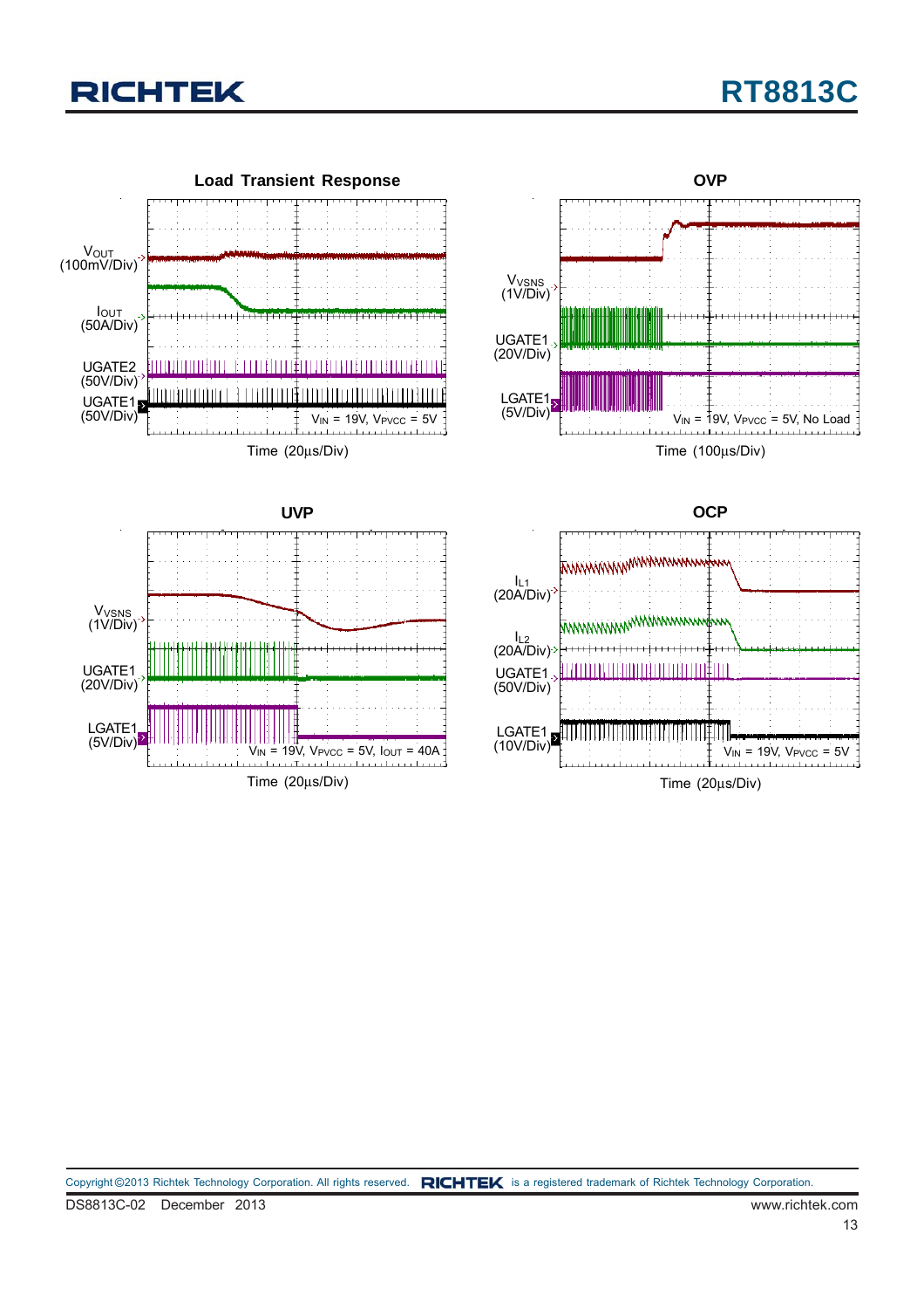**Load Transient Response**

$V_{OUT}$ (100mV/Div)

$I_{OUT}$ (50A/Div)

UGATE2 (50V/Div)

UGATE1 (50V/Div)

$V_{IN}$ = 19V, $V_{PVCC}$ = 5V

Time (20μs/Div)

**OVP**

$V_{VSNS}$ (1V/Div)

UGATE1 (20V/Div)

LGATE1 (5V/Div)

$V_{IN}$ = 19V, $V_{PVCC}$ = 5V, No Load

Time (100μs/Div)

**UVP**

$V_{VSNS}$ (1V/Div)

UGATE1 (20V/Div)

LGATE1 (5V/Div)

$V_{IN}$ = 19V, $V_{PVCC}$ = 5V, $I_{OUT}$ = 40A

Time (20μs/Div)

**OCP**

$I_{L1}$ (20A/Div)

$I_{L2}$ (20A/Div)

UGATE1 (50V/Div)

LGATE1 (10V/Div)

$V_{IN}$ = 19V, $V_{PVCC}$ = 5V

Time (20μs/Div)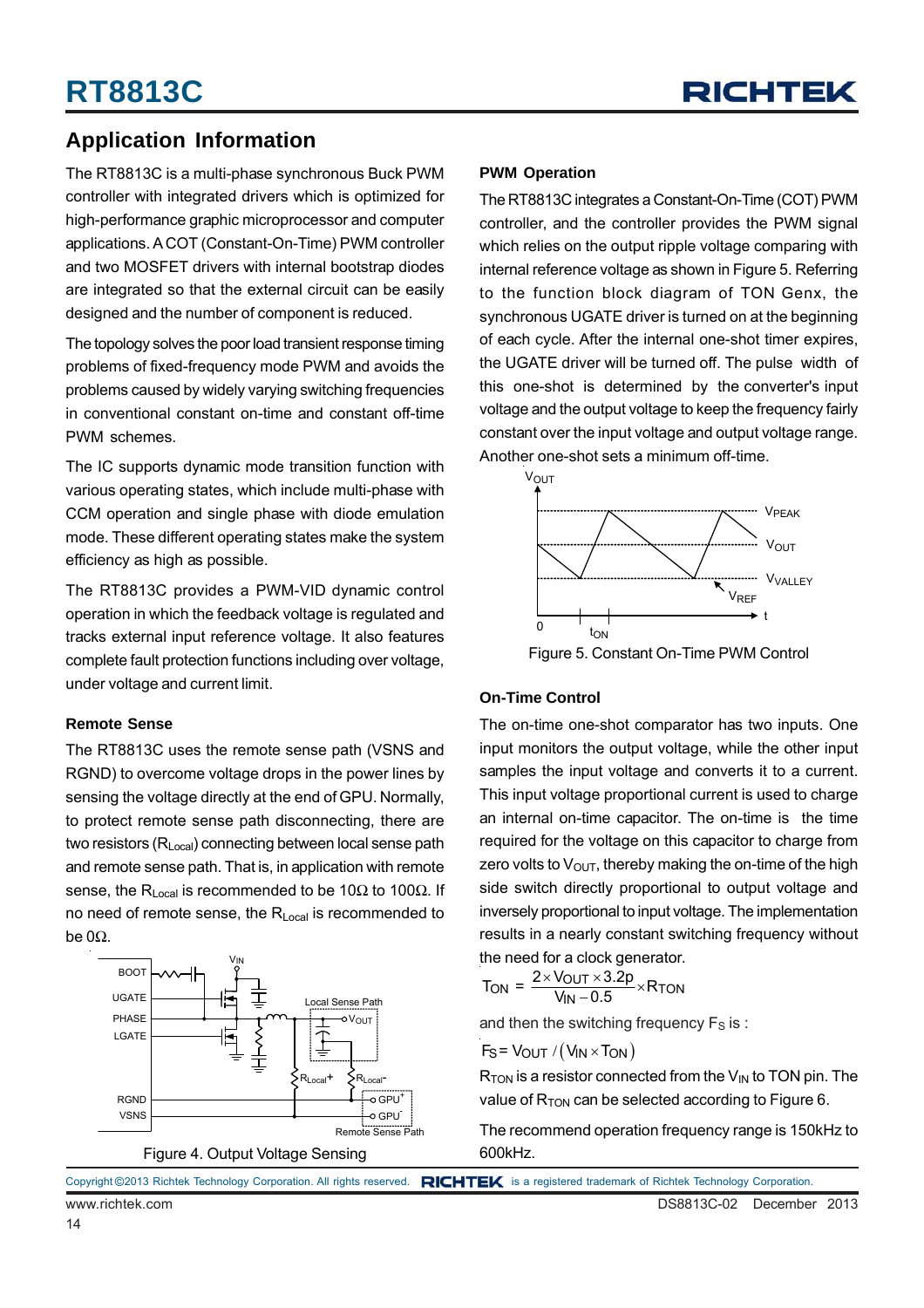## Application Information

The RT8813C is a multi-phase synchronous Buck PWM controller with integrated drivers which is optimized for high-performance graphic microprocessor and computer applications. A COT (Constant-On-Time) PWM controller and two MOSFET drivers with internal bootstrap diodes are integrated so that the external circuit can be easily designed and the number of component is reduced.

The topology solves the poor load transient response timing problems of fixed-frequency mode PWM and avoids the problems caused by widely varying switching frequencies in conventional constant on-time and constant off-time PWM schemes.

The IC supports dynamic mode transition function with various operating states, which include multi-phase with CCM operation and single phase with diode emulation mode. These different operating states make the system efficiency as high as possible.

The RT8813C provides a PWM-VID dynamic control operation in which the feedback voltage is regulated and tracks external input reference voltage. It also features complete fault protection functions including over voltage, under voltage and current limit.

### Remote Sense

The RT8813C uses the remote sense path (VSNS and RGND) to overcome voltage drops in the power lines by sensing the voltage directly at the end of GPU. Normally, to protect remote sense path disconnecting, there are two resistors ($R_{Local}$) connecting between local sense path and remote sense path. That is, in application with remote sense, the $R_{Local}$ is recommended to be 10Ω to 100Ω. If no need of remote sense, the $R_{Local}$ is recommended to be 0Ω.

Figure 4. Output Voltage Sensing

### PWM Operation

The RT8813C integrates a Constant-On-Time (COT) PWM controller, and the controller provides the PWM signal which relies on the output ripple voltage comparing with internal reference voltage as shown in Figure 5. Referring to the function block diagram of TON Genx, the synchronous UGATE driver is turned on at the beginning of each cycle. After the internal one-shot timer expires, the UGATE driver will be turned off. The pulse width of this one-shot is determined by the converter's input voltage and the output voltage to keep the frequency fairly constant over the input voltage and output voltage range. Another one-shot sets a minimum off-time.

Figure 5. Constant On-Time PWM Control

### On-Time Control

The on-time one-shot comparator has two inputs. One input monitors the output voltage, while the other input samples the input voltage and converts it to a current. This input voltage proportional current is used to charge an internal on-time capacitor. The on-time is the time required for the voltage on this capacitor to charge from zero volts to $V_{OUT}$, thereby making the on-time of the high side switch directly proportional to output voltage and inversely proportional to input voltage. The implementation results in a nearly constant switching frequency without the need for a clock generator.

$$T_{ON} = \frac{2 \times V_{OUT} \times 3.2p}{V_{IN} - 0.5} \times R_{TON}$$

and then the switching frequency $F_S$ is :

$$F_S = V_{OUT} / (V_{IN} \times T_{ON})$$

$R_{TON}$ is a resistor connected from the $V_{IN}$ to TON pin. The value of $R_{TON}$ can be selected according to Figure 6.

The recommend operation frequency range is 150kHz to 600kHz.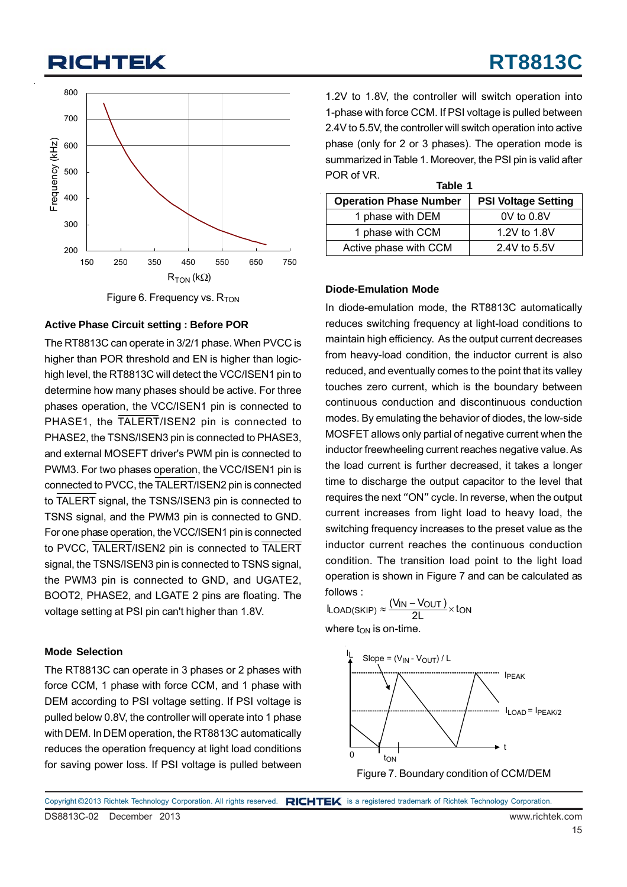Figure 6. Frequency vs. $R_{TON}$

### Active Phase Circuit setting : Before POR

The RT8813C can operate in 3/2/1 phase. When PVCC is higher than POR threshold and EN is higher than logic-high level, the RT8813C will detect the VCC/ISEN1 pin to determine how many phases should be active. For three phases operation, the VCC/ISEN1 pin is connected to PHASE1, the $\overline{TALERT}$/ISEN2 pin is connected to PHASE2, the TSNS/ISEN3 pin is connected to PHASE3, and external MOSEFT driver's PWM pin is connected to PWM3. For two phases operation, the VCC/ISEN1 pin is connected to PVCC, the $\overline{TALERT}$/ISEN2 pin is connected to $\overline{TALERT}$ signal, the TSNS/ISEN3 pin is connected to TSNS signal, and the PWM3 pin is connected to GND. For one phase operation, the VCC/ISEN1 pin is connected to PVCC, $\overline{TALERT}$/ISEN2 pin is connected to $\overline{TALERT}$ signal, the TSNS/ISEN3 pin is connected to TSNS signal, the PWM3 pin is connected to GND, and UGATE2, BOOT2, PHASE2, and LGATE 2 pins are floating. The voltage setting at PSI pin can't higher than 1.8V.

### Mode Selection

The RT8813C can operate in 3 phases or 2 phases with force CCM, 1 phase with force CCM, and 1 phase with DEM according to PSI voltage setting. If PSI voltage is pulled below 0.8V, the controller will operate into 1 phase with DEM. In DEM operation, the RT8813C automatically reduces the operation frequency at light load conditions for saving power loss. If PSI voltage is pulled between 1.2V to 1.8V, the controller will switch operation into 1-phase with force CCM. If PSI voltage is pulled between 2.4V to 5.5V, the controller will switch operation into active phase (only for 2 or 3 phases). The operation mode is summarized in Table 1. Moreover, the PSI pin is valid after POR of VR.

**Table 1**

| Operation Phase Number | PSI Voltage Setting |
|---|---|
| 1 phase with DEM | 0V to 0.8V |
| 1 phase with CCM | 1.2V to 1.8V |
| Active phase with CCM | 2.4V to 5.5V |

### Diode-Emulation Mode

In diode-emulation mode, the RT8813C automatically reduces switching frequency at light-load conditions to maintain high efficiency. As the output current decreases from heavy-load condition, the inductor current is also reduced, and eventually comes to the point that its valley touches zero current, which is the boundary between continuous conduction and discontinuous conduction modes. By emulating the behavior of diodes, the low-side MOSFET allows only partial of negative current when the inductor freewheeling current reaches negative value. As the load current is further decreased, it takes a longer time to discharge the output capacitor to the level that requires the next "ON" cycle. In reverse, when the output current increases from light load to heavy load, the switching frequency increases to the preset value as the inductor current reaches the continuous conduction condition. The transition load point to the light load operation is shown in Figure 7 and can be calculated as follows :

$$I_{LOAD(SKIP)} \approx \frac{(V_{IN} - V_{OUT})}{2L} \times t_{ON}$$

where $t_{ON}$ is on-time.

Figure 7. Boundary condition of CCM/DEM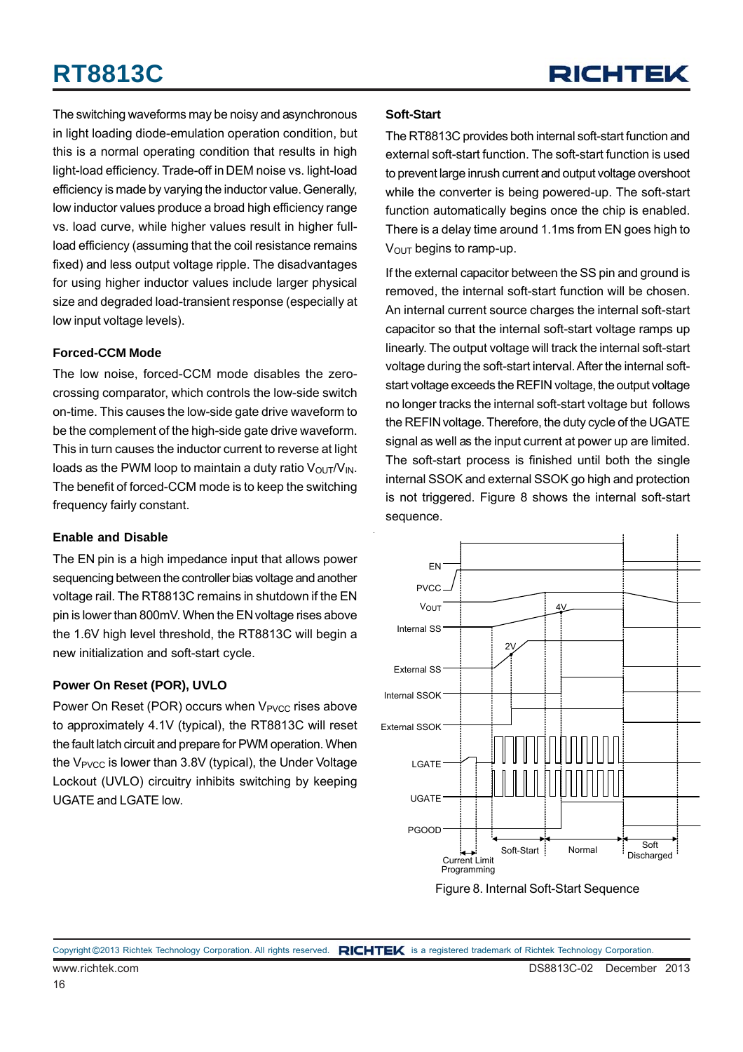The switching waveforms may be noisy and asynchronous in light loading diode-emulation operation condition, but this is a normal operating condition that results in high light-load efficiency. Trade-off in DEM noise vs. light-load efficiency is made by varying the inductor value. Generally, low inductor values produce a broad high efficiency range vs. load curve, while higher values result in higher full-load efficiency (assuming that the coil resistance remains fixed) and less output voltage ripple. The disadvantages for using higher inductor values include larger physical size and degraded load-transient response (especially at low input voltage levels).

### Forced-CCM Mode

The low noise, forced-CCM mode disables the zero-crossing comparator, which controls the low-side switch on-time. This causes the low-side gate drive waveform to be the complement of the high-side gate drive waveform. This in turn causes the inductor current to reverse at light loads as the PWM loop to maintain a duty ratio $V_{OUT}/V_{IN}$. The benefit of forced-CCM mode is to keep the switching frequency fairly constant.

### Enable and Disable

The EN pin is a high impedance input that allows power sequencing between the controller bias voltage and another voltage rail. The RT8813C remains in shutdown if the EN pin is lower than 800mV. When the EN voltage rises above the 1.6V high level threshold, the RT8813C will begin a new initialization and soft-start cycle.

### Power On Reset (POR), UVLO

Power On Reset (POR) occurs when $V_{PVCC}$ rises above to approximately 4.1V (typical), the RT8813C will reset the fault latch circuit and prepare for PWM operation. When the $V_{PVCC}$ is lower than 3.8V (typical), the Under Voltage Lockout (UVLO) circuitry inhibits switching by keeping UGATE and LGATE low.

### Soft-Start

The RT8813C provides both internal soft-start function and external soft-start function. The soft-start function is used to prevent large inrush current and output voltage overshoot while the converter is being powered-up. The soft-start function automatically begins once the chip is enabled. There is a delay time around 1.1ms from EN goes high to $V_{OUT}$ begins to ramp-up.

If the external capacitor between the SS pin and ground is removed, the internal soft-start function will be chosen. An internal current source charges the internal soft-start capacitor so that the internal soft-start voltage ramps up linearly. The output voltage will track the internal soft-start voltage during the soft-start interval. After the internal soft-start voltage exceeds the REFIN voltage, the output voltage no longer tracks the internal soft-start voltage but follows the REFIN voltage. Therefore, the duty cycle of the UGATE signal as well as the input current at power up are limited. The soft-start process is finished until both the single internal SSOK and external SSOK go high and protection is not triggered. Figure 8 shows the internal soft-start sequence.

Figure 8. Internal Soft-Start Sequence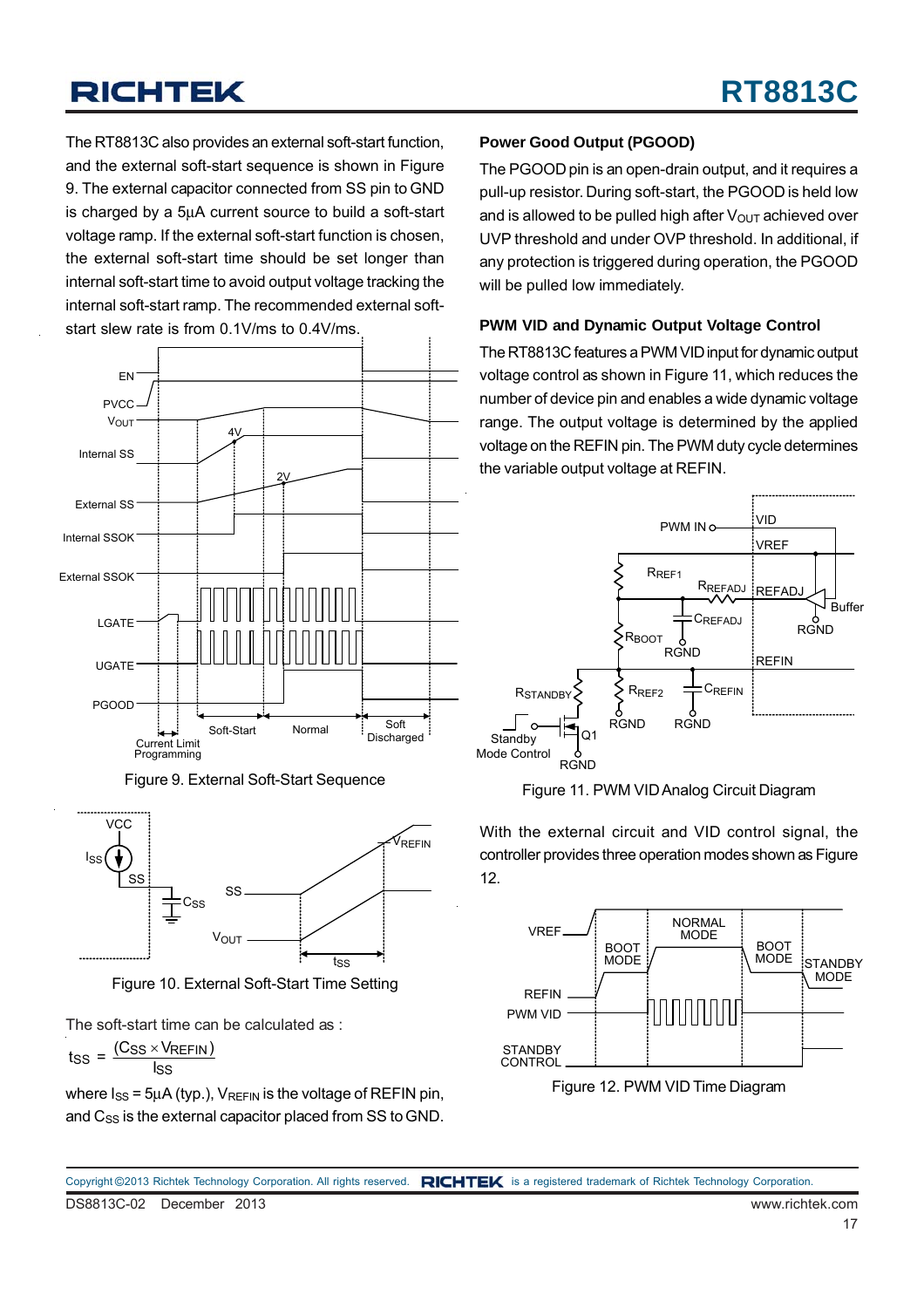The RT8813C also provides an external soft-start function, and the external soft-start sequence is shown in Figure 9. The external capacitor connected from SS pin to GND is charged by a 5μA current source to build a soft-start voltage ramp. If the external soft-start function is chosen, the external soft-start time should be set longer than internal soft-start time to avoid output voltage tracking the internal soft-start ramp. The recommended external soft-start slew rate is from 0.1V/ms to 0.4V/ms.

Figure 9. External Soft-Start Sequence

Figure 10. External Soft-Start Time Setting

The soft-start time can be calculated as :

$$t_{SS} = \frac{(C_{SS} \times V_{REFIN})}{I_{SS}}$$

where $I_{SS}$ = 5μA (typ.), $V_{REFIN}$ is the voltage of REFIN pin, and $C_{SS}$ is the external capacitor placed from SS to GND.

### Power Good Output (PGOOD)

The PGOOD pin is an open-drain output, and it requires a pull-up resistor. During soft-start, the PGOOD is held low and is allowed to be pulled high after $V_{OUT}$ achieved over UVP threshold and under OVP threshold. In additional, if any protection is triggered during operation, the PGOOD will be pulled low immediately.

### PWM VID and Dynamic Output Voltage Control

The RT8813C features a PWM VID input for dynamic output voltage control as shown in Figure 11, which reduces the number of device pin and enables a wide dynamic voltage range. The output voltage is determined by the applied voltage on the REFIN pin. The PWM duty cycle determines the variable output voltage at REFIN.

Figure 11. PWM VID Analog Circuit Diagram

With the external circuit and VID control signal, the controller provides three operation modes shown as Figure 12.

Figure 12. PWM VID Time Diagram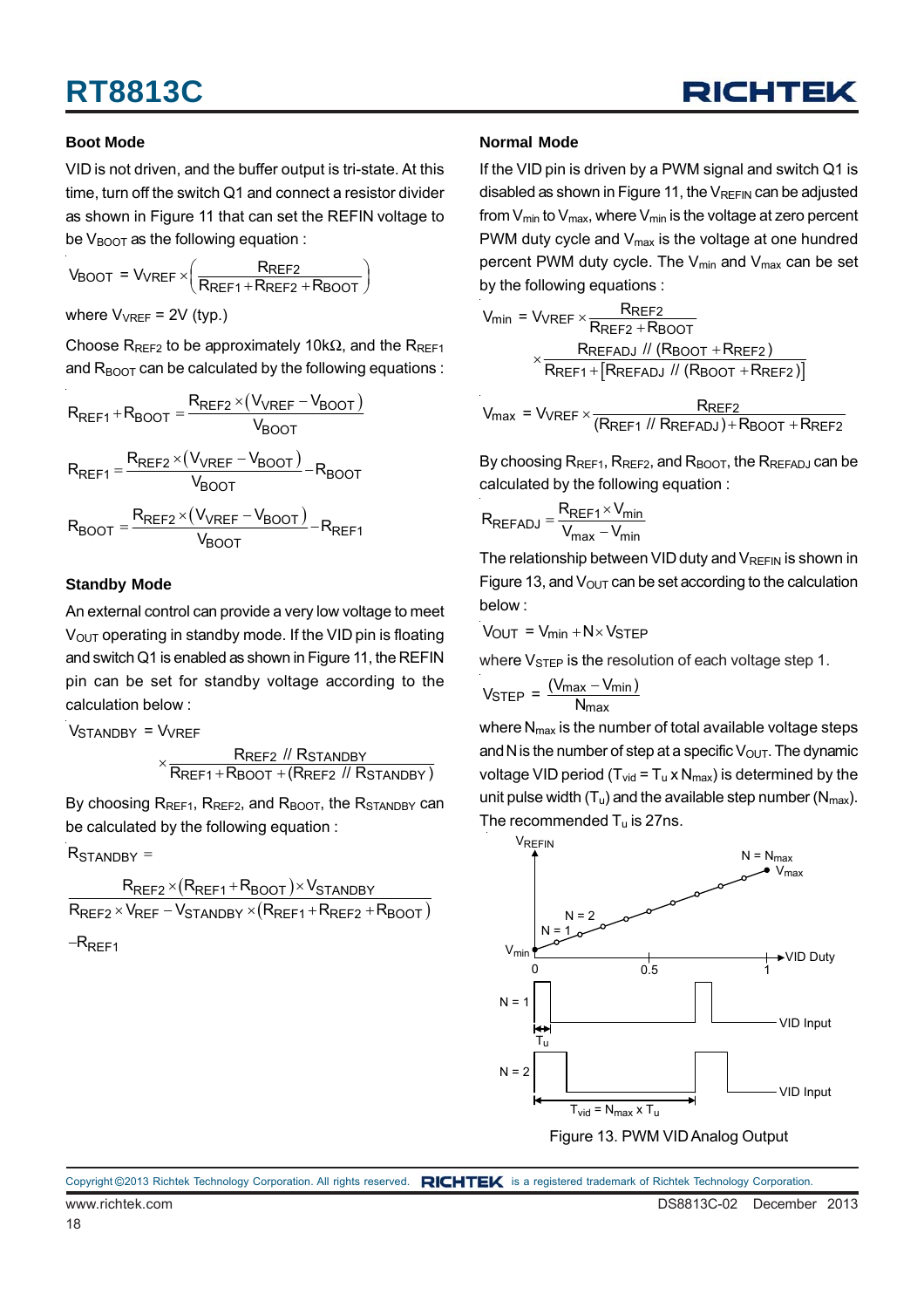### Boot Mode

VID is not driven, and the buffer output is tri-state. At this time, turn off the switch Q1 and connect a resistor divider as shown in Figure 11 that can set the REFIN voltage to be $V_{BOOT}$ as the following equation :

$$V_{BOOT} = V_{VREF} \times \left( \frac{R_{REF2}}{R_{REF1} + R_{REF2} + R_{BOOT}} \right)$$

where $V_{VREF}$ = 2V (typ.)

Choose $R_{REF2}$ to be approximately 10kΩ, and the $R_{REF1}$ and $R_{BOOT}$ can be calculated by the following equations :

$$R_{REF1} + R_{BOOT} = \frac{R_{REF2} \times (V_{VREF} - V_{BOOT})}{V_{BOOT}}$$

$$R_{REF1} = \frac{R_{REF2} \times (V_{VREF} - V_{BOOT})}{V_{BOOT}} - R_{BOOT}$$

$$R_{BOOT} = \frac{R_{REF2} \times (V_{VREF} - V_{BOOT})}{V_{BOOT}} - R_{REF1}$$

### Standby Mode

An external control can provide a very low voltage to meet $V_{OUT}$ operating in standby mode. If the VID pin is floating and switch Q1 is enabled as shown in Figure 11, the REFIN pin can be set for standby voltage according to the calculation below :

$$V_{STANDBY} = V_{VREF} \times \frac{R_{REF2} \ // \ R_{STANDBY}}{R_{REF1} + R_{BOOT} + (R_{REF2} \ // \ R_{STANDBY})}$$

By choosing $R_{REF1}$, $R_{REF2}$, and $R_{BOOT}$, the $R_{STANDBY}$ can be calculated by the following equation :

$$R_{STANDBY} = \frac{R_{REF2} \times (R_{REF1} + R_{BOOT}) \times V_{STANDBY}}{R_{REF2} \times V_{REF} - V_{STANDBY} \times (R_{REF1} + R_{REF2} + R_{BOOT})} - R_{REF1}$$

### Normal Mode

If the VID pin is driven by a PWM signal and switch Q1 is disabled as shown in Figure 11, the $V_{REFIN}$ can be adjusted from $V_{min}$ to $V_{max}$, where $V_{min}$ is the voltage at zero percent PWM duty cycle and $V_{max}$ is the voltage at one hundred percent PWM duty cycle. The $V_{min}$ and $V_{max}$ can be set by the following equations :

$$V_{min} = V_{VREF} \times \frac{R_{REF2}}{R_{REF2} + R_{BOOT}} \times \frac{R_{REFADJ} \ // \ (R_{BOOT} + R_{REF2})}{R_{REF1} + [R_{REFADJ} \ // \ (R_{BOOT} + R_{REF2})]}$$

$$V_{max} = V_{VREF} \times \frac{R_{REF2}}{(R_{REF1} \ // \ R_{REFADJ}) + R_{BOOT} + R_{REF2}}$$

By choosing $R_{REF1}$, $R_{REF2}$, and $R_{BOOT}$, the $R_{REFADJ}$ can be calculated by the following equation :

$$R_{REFADJ} = \frac{R_{REF1} \times V_{min}}{V_{max} - V_{min}}$$

The relationship between VID duty and $V_{REFIN}$ is shown in Figure 13, and $V_{OUT}$ can be set according to the calculation below :

$$V_{OUT} = V_{min} + N \times V_{STEP}$$

where $V_{STEP}$ is the resolution of each voltage step 1.

$$V_{STEP} = \frac{(V_{max} - V_{min})}{N_{max}}$$

where $N_{max}$ is the number of total available voltage steps and N is the number of step at a specific $V_{OUT}$. The dynamic voltage VID period ($T_{vid} = T_u \times N_{max}$) is determined by the unit pulse width ($T_u$) and the available step number ($N_{max}$). The recommended $T_u$ is 27ns.

Figure 13. PWM VID Analog Output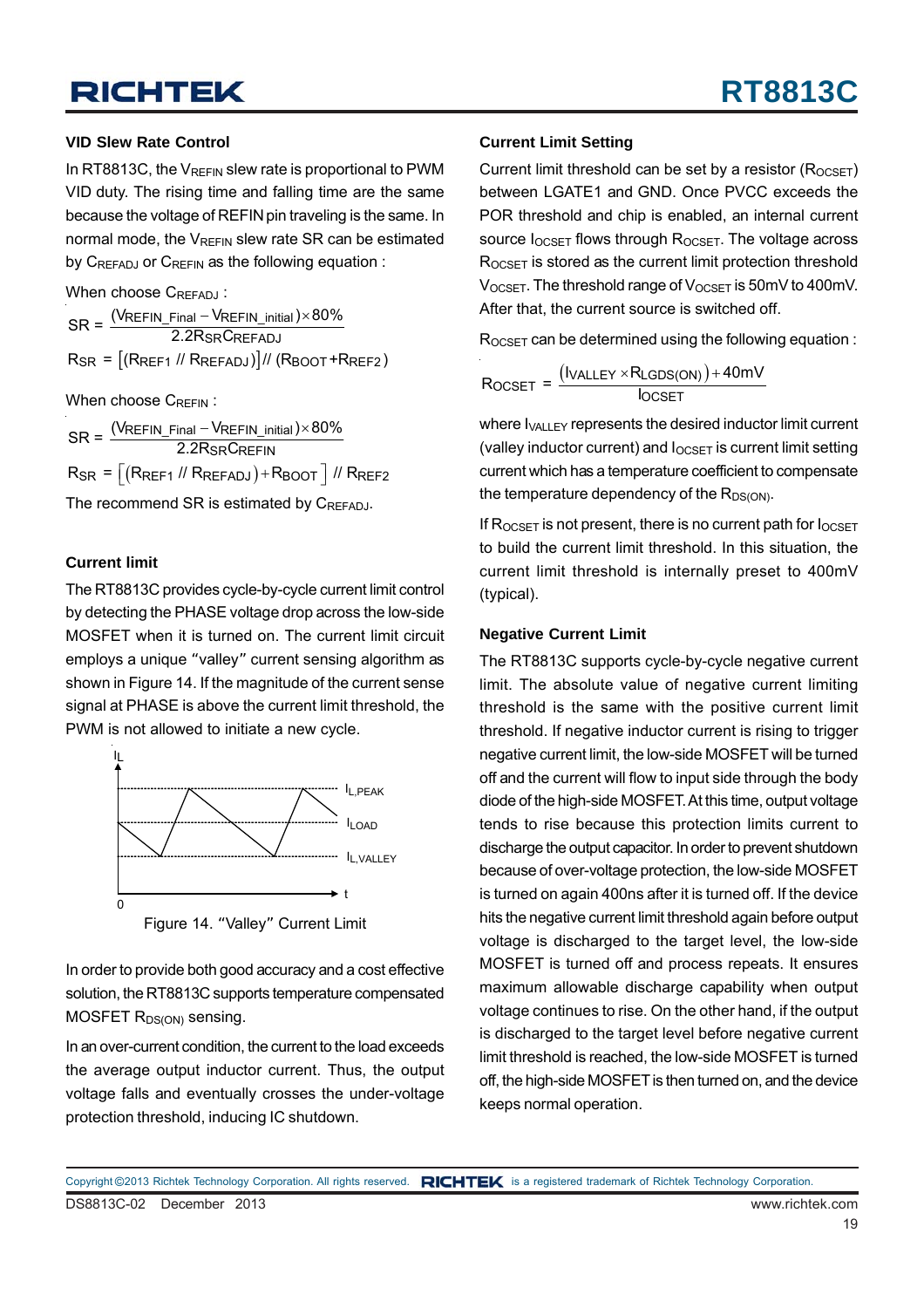### VID Slew Rate Control

In RT8813C, the $V_{REFIN}$ slew rate is proportional to PWM VID duty. The rising time and falling time are the same because the voltage of REFIN pin traveling is the same. In normal mode, the $V_{REFIN}$ slew rate SR can be estimated by $C_{REFADJ}$ or $C_{REFIN}$ as the following equation :

When choose $C_{REFADJ}$ :

$$SR = \frac{(V_{REFIN\_Final} - V_{REFIN\_initial}) \times 80\%}{2.2 R_{SR} C_{REFADJ}}$$

$$R_{SR} = [(R_{REF1} // R_{REFADJ})] // (R_{BOOT} + R_{REF2})$$

When choose $C_{REFIN}$ :

$$SR = \frac{(V_{REFIN\_Final} - V_{REFIN\_initial}) \times 80\%}{2.2 R_{SR} C_{REFIN}}$$

$$R_{SR} = \left[(R_{REF1} // R_{REFADJ}) + R_{BOOT}\right] // R_{REF2}$$

The recommend SR is estimated by $C_{REFADJ}$.

### Current limit

The RT8813C provides cycle-by-cycle current limit control by detecting the PHASE voltage drop across the low-side MOSFET when it is turned on. The current limit circuit employs a unique "valley" current sensing algorithm as shown in Figure 14. If the magnitude of the current sense signal at PHASE is above the current limit threshold, the PWM is not allowed to initiate a new cycle.

Figure 14. "Valley" Current Limit

In order to provide both good accuracy and a cost effective solution, the RT8813C supports temperature compensated MOSFET $R_{DS(ON)}$ sensing.

In an over-current condition, the current to the load exceeds the average output inductor current. Thus, the output voltage falls and eventually crosses the under-voltage protection threshold, inducing IC shutdown.

### Current Limit Setting

Current limit threshold can be set by a resistor ($R_{OCSET}$) between LGATE1 and GND. Once PVCC exceeds the POR threshold and chip is enabled, an internal current source $I_{OCSET}$ flows through $R_{OCSET}$. The voltage across $R_{OCSET}$ is stored as the current limit protection threshold $V_{OCSET}$. The threshold range of $V_{OCSET}$ is 50mV to 400mV. After that, the current source is switched off.

$R_{OCSET}$ can be determined using the following equation :

$$R_{OCSET} = \frac{(I_{VALLEY} \times R_{LGDS(ON)}) + 40mV}{I_{OCSET}}$$

where $I_{VALLEY}$ represents the desired inductor limit current (valley inductor current) and $I_{OCSET}$ is current limit setting current which has a temperature coefficient to compensate the temperature dependency of the $R_{DS(ON)}$.

If $R_{OCSET}$ is not present, there is no current path for $I_{OCSET}$ to build the current limit threshold. In this situation, the current limit threshold is internally preset to 400mV (typical).

### Negative Current Limit

The RT8813C supports cycle-by-cycle negative current limit. The absolute value of negative current limiting threshold is the same with the positive current limit threshold. If negative inductor current is rising to trigger negative current limit, the low-side MOSFET will be turned off and the current will flow to input side through the body diode of the high-side MOSFET. At this time, output voltage tends to rise because this protection limits current to discharge the output capacitor. In order to prevent shutdown because of over-voltage protection, the low-side MOSFET is turned on again 400ns after it is turned off. If the device hits the negative current limit threshold again before output voltage is discharged to the target level, the low-side MOSFET is turned off and process repeats. It ensures maximum allowable discharge capability when output voltage continues to rise. On the other hand, if the output is discharged to the target level before negative current limit threshold is reached, the low-side MOSFET is turned off, the high-side MOSFET is then turned on, and the device keeps normal operation.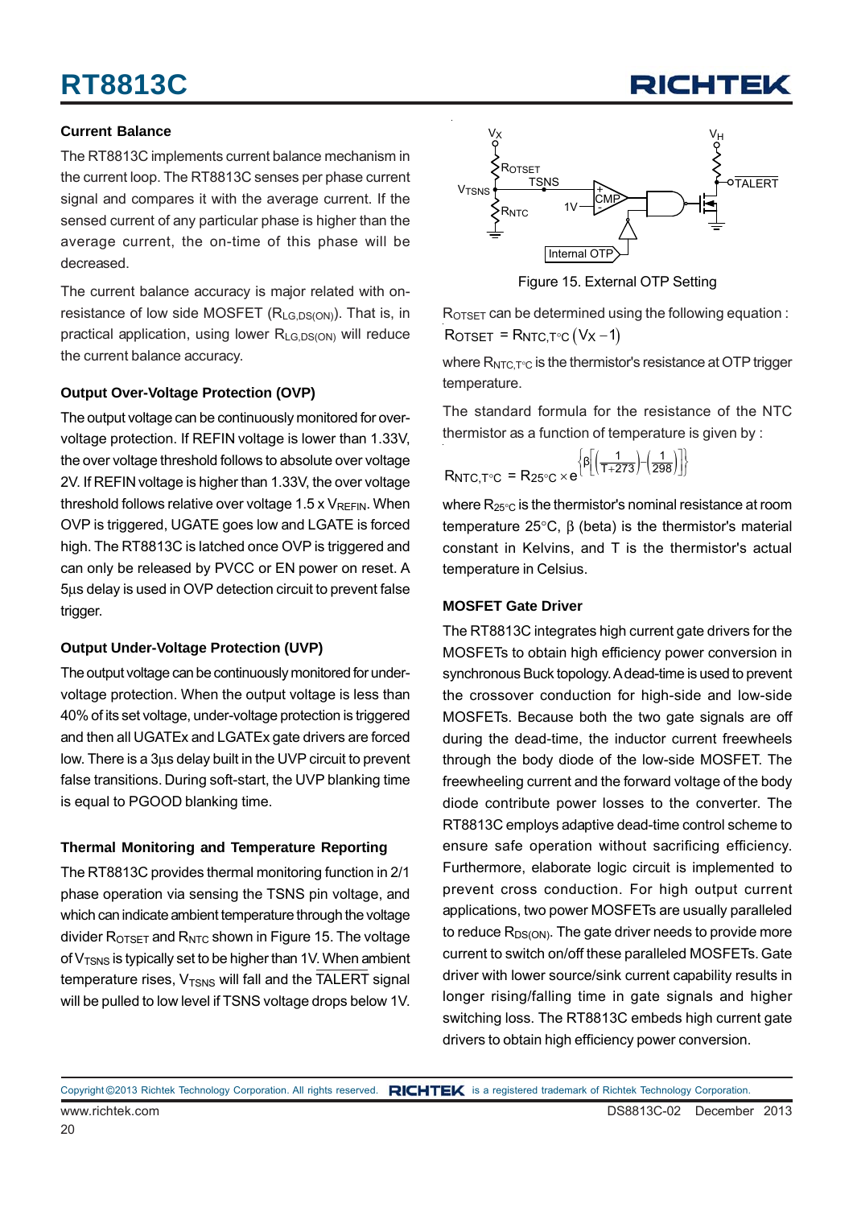### Current Balance

The RT8813C implements current balance mechanism in the current loop. The RT8813C senses per phase current signal and compares it with the average current. If the sensed current of any particular phase is higher than the average current, the on-time of this phase will be decreased.

The current balance accuracy is major related with on-resistance of low side MOSFET ($R_{LG,DS(ON)}$). That is, in practical application, using lower $R_{LG,DS(ON)}$ will reduce the current balance accuracy.

### Output Over-Voltage Protection (OVP)

The output voltage can be continuously monitored for over-voltage protection. If REFIN voltage is lower than 1.33V, the over voltage threshold follows to absolute over voltage 2V. If REFIN voltage is higher than 1.33V, the over voltage threshold follows relative over voltage 1.5 x $V_{REFIN}$. When OVP is triggered, UGATE goes low and LGATE is forced high. The RT8813C is latched once OVP is triggered and can only be released by PVCC or EN power on reset. A 5μs delay is used in OVP detection circuit to prevent false trigger.

### Output Under-Voltage Protection (UVP)

The output voltage can be continuously monitored for under-voltage protection. When the output voltage is less than 40% of its set voltage, under-voltage protection is triggered and then all UGATEx and LGATEx gate drivers are forced low. There is a 3μs delay built in the UVP circuit to prevent false transitions. During soft-start, the UVP blanking time is equal to PGOOD blanking time.

### Thermal Monitoring and Temperature Reporting

The RT8813C provides thermal monitoring function in 2/1 phase operation via sensing the TSNS pin voltage, and which can indicate ambient temperature through the voltage divider $R_{OTSET}$ and $R_{NTC}$ shown in Figure 15. The voltage of $V_{TSNS}$ is typically set to be higher than 1V. When ambient temperature rises, $V_{TSNS}$ will fall and the $\overline{TALERT}$ signal will be pulled to low level if TSNS voltage drops below 1V.

Figure 15. External OTP Setting

$R_{OTSET}$ can be determined using the following equation :

$$R_{OTSET} = R_{NTC,T^\circ C}\left(V_X - 1\right)$$

where $R_{NTC,T^\circ C}$ is the thermistor's resistance at OTP trigger temperature.

The standard formula for the resistance of the NTC thermistor as a function of temperature is given by :

$$R_{NTC,T^\circ C} = R_{25^\circ C} \times e^{\left\{\beta\left[\left(\frac{1}{T+273}\right)-\left(\frac{1}{298}\right)\right]\right\}}$$

where $R_{25^\circ C}$ is the thermistor's nominal resistance at room temperature 25°C, β (beta) is the thermistor's material constant in Kelvins, and T is the thermistor's actual temperature in Celsius.

### MOSFET Gate Driver

The RT8813C integrates high current gate drivers for the MOSFETs to obtain high efficiency power conversion in synchronous Buck topology. A dead-time is used to prevent the crossover conduction for high-side and low-side MOSFETs. Because both the two gate signals are off during the dead-time, the inductor current freewheels through the body diode of the low-side MOSFET. The freewheeling current and the forward voltage of the body diode contribute power losses to the converter. The RT8813C employs adaptive dead-time control scheme to ensure safe operation without sacrificing efficiency. Furthermore, elaborate logic circuit is implemented to prevent cross conduction. For high output current applications, two power MOSFETs are usually paralleled to reduce $R_{DS(ON)}$. The gate driver needs to provide more current to switch on/off these paralleled MOSFETs. Gate driver with lower source/sink current capability results in longer rising/falling time in gate signals and higher switching loss. The RT8813C embeds high current gate drivers to obtain high efficiency power conversion.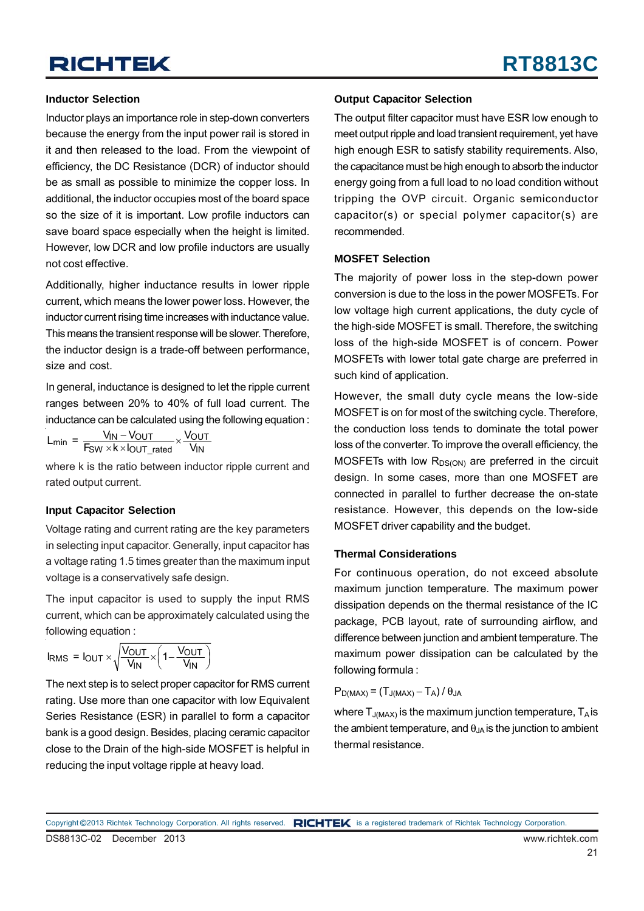### Inductor Selection

Inductor plays an importance role in step-down converters because the energy from the input power rail is stored in it and then released to the load. From the viewpoint of efficiency, the DC Resistance (DCR) of inductor should be as small as possible to minimize the copper loss. In additional, the inductor occupies most of the board space so the size of it is important. Low profile inductors can save board space especially when the height is limited. However, low DCR and low profile inductors are usually not cost effective.

Additionally, higher inductance results in lower ripple current, which means the lower power loss. However, the inductor current rising time increases with inductance value. This means the transient response will be slower. Therefore, the inductor design is a trade-off between performance, size and cost.

In general, inductance is designed to let the ripple current ranges between 20% to 40% of full load current. The inductance can be calculated using the following equation :

$$L_{min} = \frac{V_{IN} - V_{OUT}}{F_{SW} \times k \times I_{OUT\_rated}} \times \frac{V_{OUT}}{V_{IN}}$$

where k is the ratio between inductor ripple current and rated output current.

### Input Capacitor Selection

Voltage rating and current rating are the key parameters in selecting input capacitor. Generally, input capacitor has a voltage rating 1.5 times greater than the maximum input voltage is a conservatively safe design.

The input capacitor is used to supply the input RMS current, which can be approximately calculated using the following equation :

$$I_{RMS} = I_{OUT} \times \sqrt{\frac{V_{OUT}}{V_{IN}} \times \left(1 - \frac{V_{OUT}}{V_{IN}}\right)}$$

The next step is to select proper capacitor for RMS current rating. Use more than one capacitor with low Equivalent Series Resistance (ESR) in parallel to form a capacitor bank is a good design. Besides, placing ceramic capacitor close to the Drain of the high-side MOSFET is helpful in reducing the input voltage ripple at heavy load.

### Output Capacitor Selection

The output filter capacitor must have ESR low enough to meet output ripple and load transient requirement, yet have high enough ESR to satisfy stability requirements. Also, the capacitance must be high enough to absorb the inductor energy going from a full load to no load condition without tripping the OVP circuit. Organic semiconductor capacitor(s) or special polymer capacitor(s) are recommended.

### MOSFET Selection

The majority of power loss in the step-down power conversion is due to the loss in the power MOSFETs. For low voltage high current applications, the duty cycle of the high-side MOSFET is small. Therefore, the switching loss of the high-side MOSFET is of concern. Power MOSFETs with lower total gate charge are preferred in such kind of application.

However, the small duty cycle means the low-side MOSFET is on for most of the switching cycle. Therefore, the conduction loss tends to dominate the total power loss of the converter. To improve the overall efficiency, the MOSFETs with low $R_{DS(ON)}$ are preferred in the circuit design. In some cases, more than one MOSFET are connected in parallel to further decrease the on-state resistance. However, this depends on the low-side MOSFET driver capability and the budget.

### Thermal Considerations

For continuous operation, do not exceed absolute maximum junction temperature. The maximum power dissipation depends on the thermal resistance of the IC package, PCB layout, rate of surrounding airflow, and difference between junction and ambient temperature. The maximum power dissipation can be calculated by the following formula :

$$P_{D(MAX)} = (T_{J(MAX)} - T_A) / \theta_{JA}$$

where $T_{J(MAX)}$ is the maximum junction temperature, $T_A$ is the ambient temperature, and $\theta_{JA}$ is the junction to ambient thermal resistance.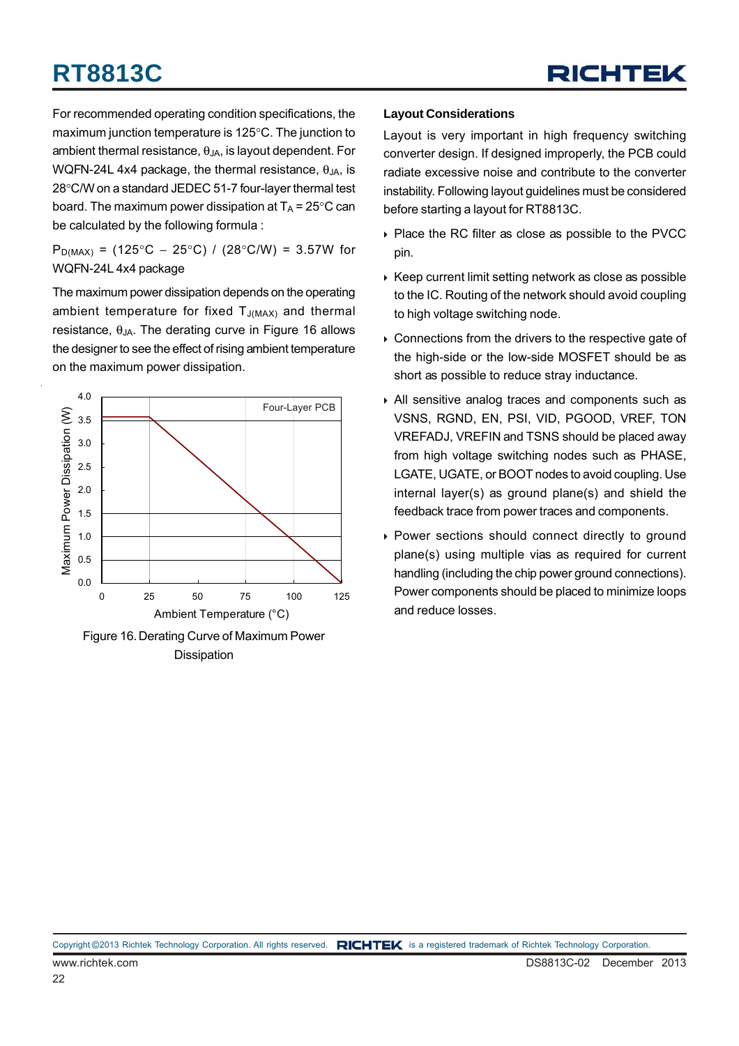For recommended operating condition specifications, the maximum junction temperature is 125°C. The junction to ambient thermal resistance, $\theta_{JA}$, is layout dependent. For WQFN-24L 4x4 package, the thermal resistance, $\theta_{JA}$, is 28°C/W on a standard JEDEC 51-7 four-layer thermal test board. The maximum power dissipation at $T_A$ = 25°C can be calculated by the following formula :

$P_{D(MAX)}$ = (125°C − 25°C) / (28°C/W) = 3.57W for WQFN-24L 4x4 package

The maximum power dissipation depends on the operating ambient temperature for fixed $T_{J(MAX)}$ and thermal resistance, $\theta_{JA}$. The derating curve in Figure 16 allows the designer to see the effect of rising ambient temperature on the maximum power dissipation.

Figure 16. Derating Curve of Maximum Power Dissipation

### Layout Considerations

Layout is very important in high frequency switching converter design. If designed improperly, the PCB could radiate excessive noise and contribute to the converter instability. Following layout guidelines must be considered before starting a layout for RT8813C.

- Place the RC filter as close as possible to the PVCC pin.
- Keep current limit setting network as close as possible to the IC. Routing of the network should avoid coupling to high voltage switching node.
- Connections from the drivers to the respective gate of the high-side or the low-side MOSFET should be as short as possible to reduce stray inductance.
- All sensitive analog traces and components such as VSNS, RGND, EN, PSI, VID, PGOOD, VREF, TON VREFADJ, VREFIN and TSNS should be placed away from high voltage switching nodes such as PHASE, LGATE, UGATE, or BOOT nodes to avoid coupling. Use internal layer(s) as ground plane(s) and shield the feedback trace from power traces and components.
- Power sections should connect directly to ground plane(s) using multiple vias as required for current handling (including the chip power ground connections). Power components should be placed to minimize loops and reduce losses.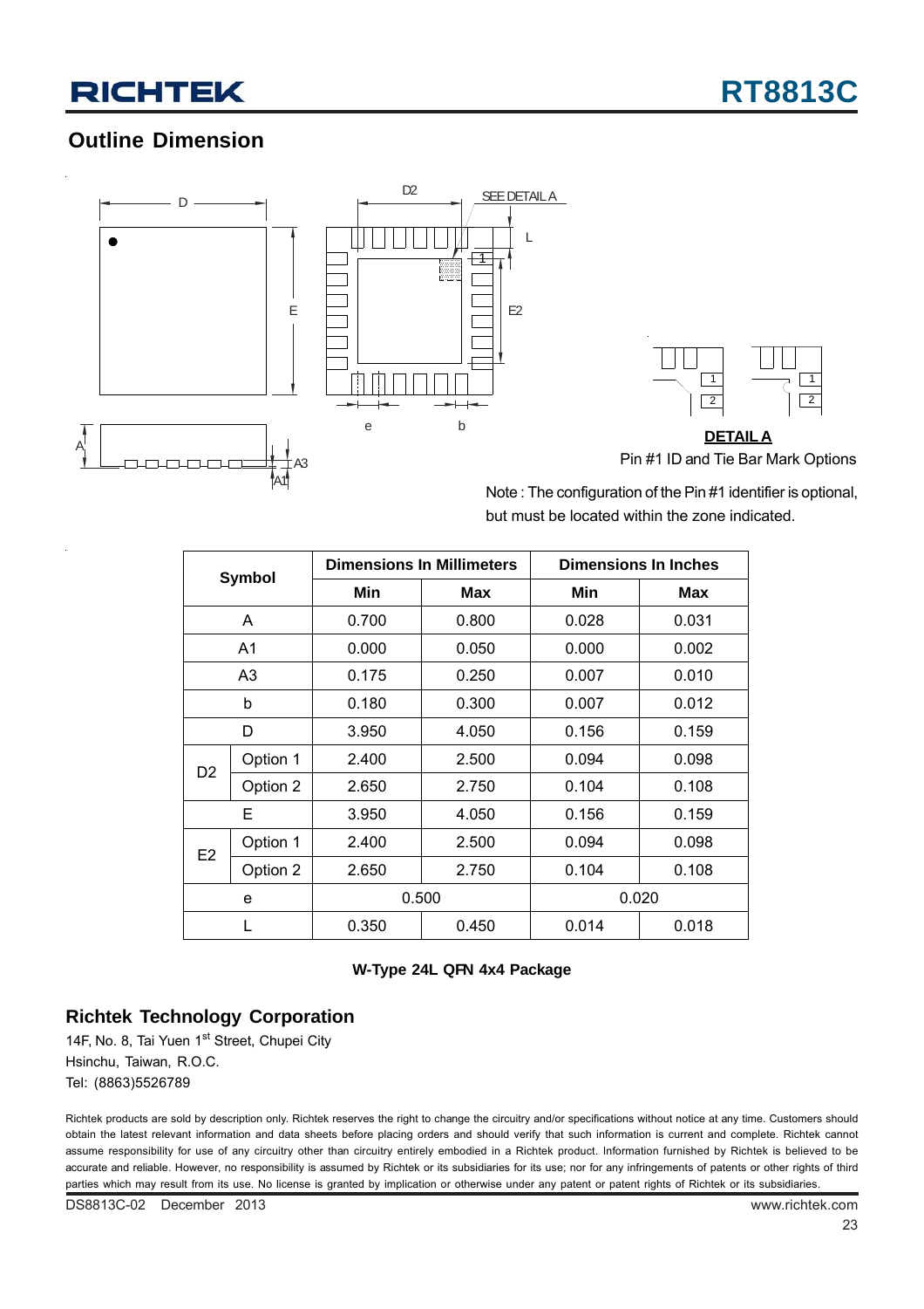## Outline Dimension

D

E

D2

SEE DETAIL A

L

E2

1

e

b

A

A3

A1

1

2

1

2

**DETAIL A**

Pin #1 ID and Tie Bar Mark Options

Note : The configuration of the Pin #1 identifier is optional, but must be located within the zone indicated.

| Symbol | | Dimensions In Millimeters | | Dimensions In Inches | |
|---|---|---|---|---|---|
| | | Min | Max | Min | Max |
| A | | 0.700 | 0.800 | 0.028 | 0.031 |
| A1 | | 0.000 | 0.050 | 0.000 | 0.002 |
| A3 | | 0.175 | 0.250 | 0.007 | 0.010 |
| b | | 0.180 | 0.300 | 0.007 | 0.012 |
| D | | 3.950 | 4.050 | 0.156 | 0.159 |
| D2 | Option 1 | 2.400 | 2.500 | 0.094 | 0.098 |
| | Option 2 | 2.650 | 2.750 | 0.104 | 0.108 |
| E | | 3.950 | 4.050 | 0.156 | 0.159 |
| E2 | Option 1 | 2.400 | 2.500 | 0.094 | 0.098 |
| | Option 2 | 2.650 | 2.750 | 0.104 | 0.108 |
| e | | 0.500 | | 0.020 | |
| L | | 0.350 | 0.450 | 0.014 | 0.018 |

**W-Type 24L QFN 4x4 Package**

### Richtek Technology Corporation

14F, No. 8, Tai Yuen 1st Street, Chupei City
Hsinchu, Taiwan, R.O.C.
Tel: (8863)5526789

Richtek products are sold by description only. Richtek reserves the right to change the circuitry and/or specifications without notice at any time. Customers should obtain the latest relevant information and data sheets before placing orders and should verify that such information is current and complete. Richtek cannot assume responsibility for use of any circuitry other than circuitry entirely embodied in a Richtek product. Information furnished by Richtek is believed to be accurate and reliable. However, no responsibility is assumed by Richtek or its subsidiaries for its use; nor for any infringements of patents or other rights of third parties which may result from its use. No license is granted by implication or otherwise under any patent or patent rights of Richtek or its subsidiaries.